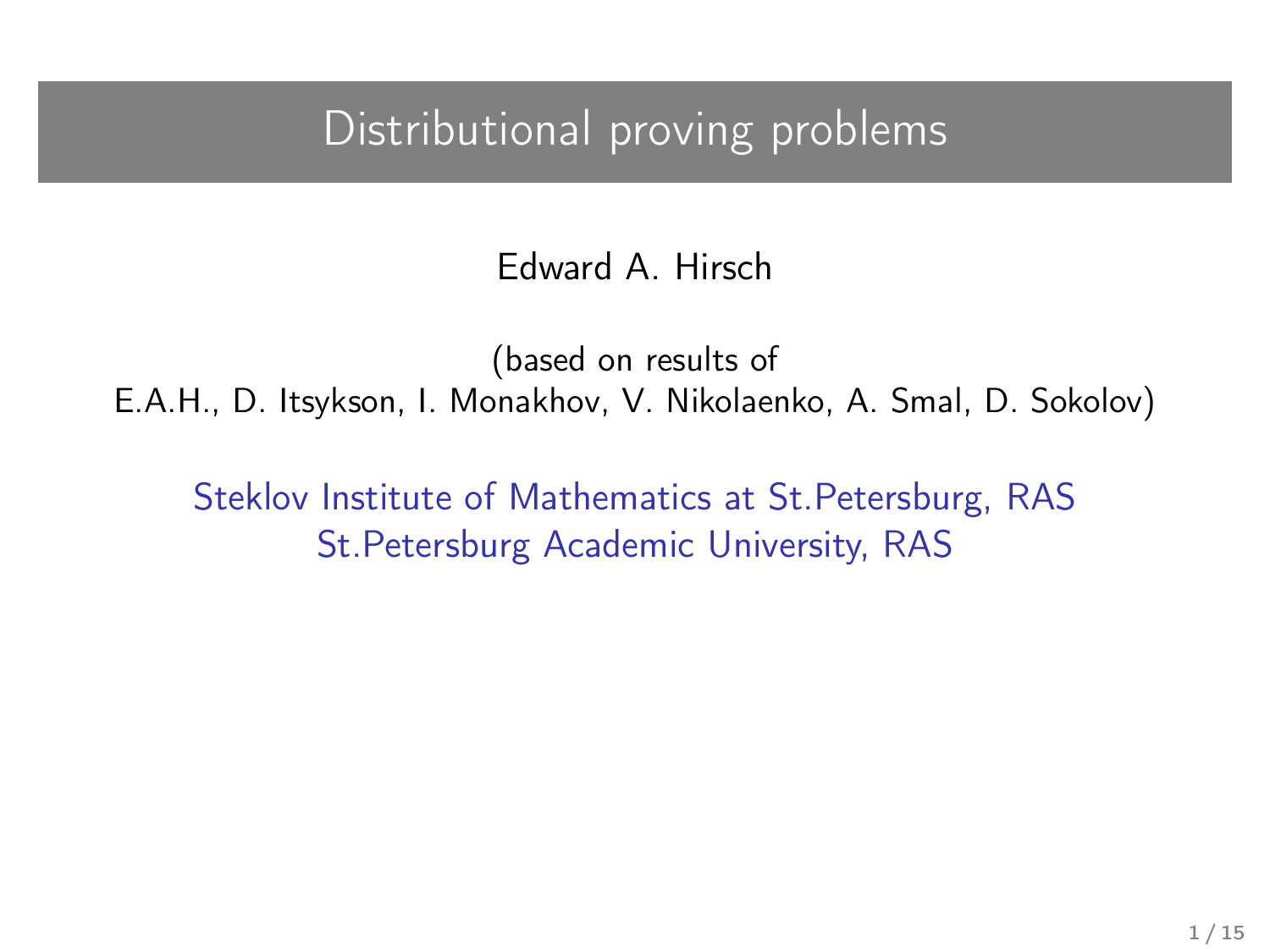# Distributional proving problems

Edward A. Hirsch

(based on results of
E.A.H., D. Itsykson, I. Monakhov, V. Nikolaenko, A. Smal, D. Sokolov)

Steklov Institute of Mathematics at St.Petersburg, RAS
St.Petersburg Academic University, RAS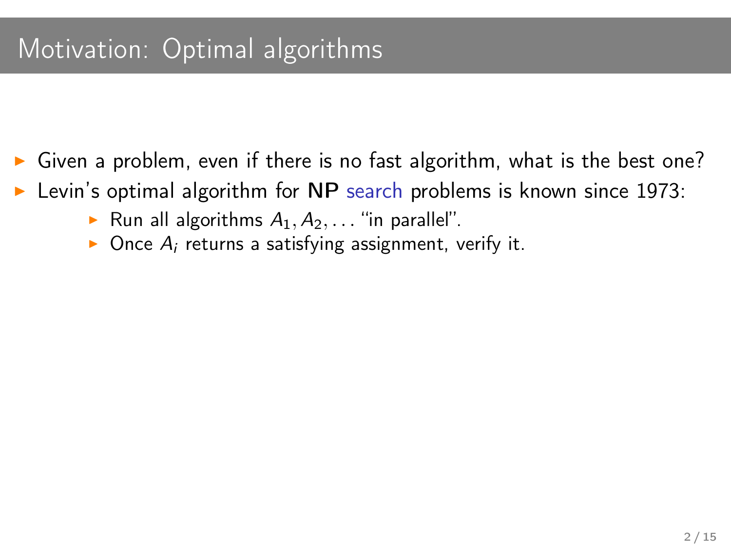# Motivation: Optimal algorithms

- Given a problem, even if there is no fast algorithm, what is the best one?
- Levin's optimal algorithm for **NP** search problems is known since 1973:
  - Run all algorithms $A_1, A_2, \ldots$ "in parallel".
  - Once $A_i$ returns a satisfying assignment, verify it.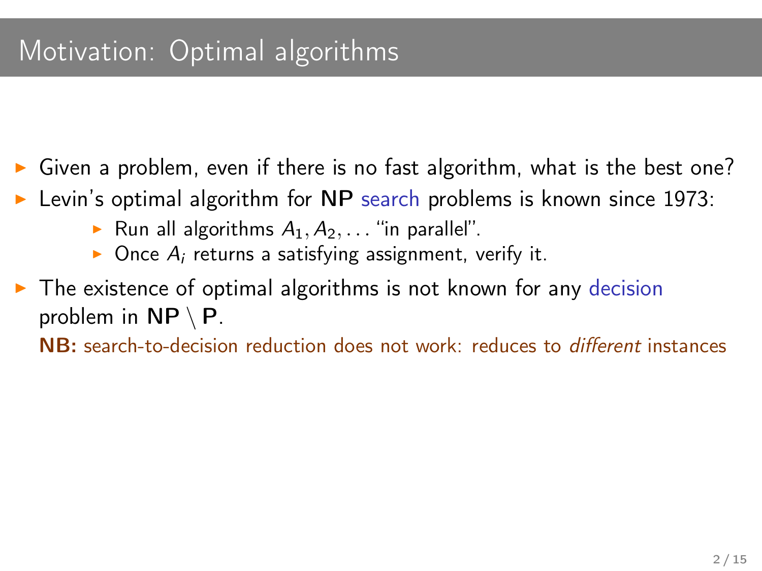# Motivation: Optimal algorithms

- Given a problem, even if there is no fast algorithm, what is the best one?
- Levin's optimal algorithm for **NP** search problems is known since 1973:
  - Run all algorithms $A_1, A_2, \ldots$ "in parallel".
  - Once $A_i$ returns a satisfying assignment, verify it.
- The existence of optimal algorithms is not known for any decision problem in $\mathbf{NP} \setminus \mathbf{P}$.

  **NB:** search-to-decision reduction does not work: reduces to *different* instances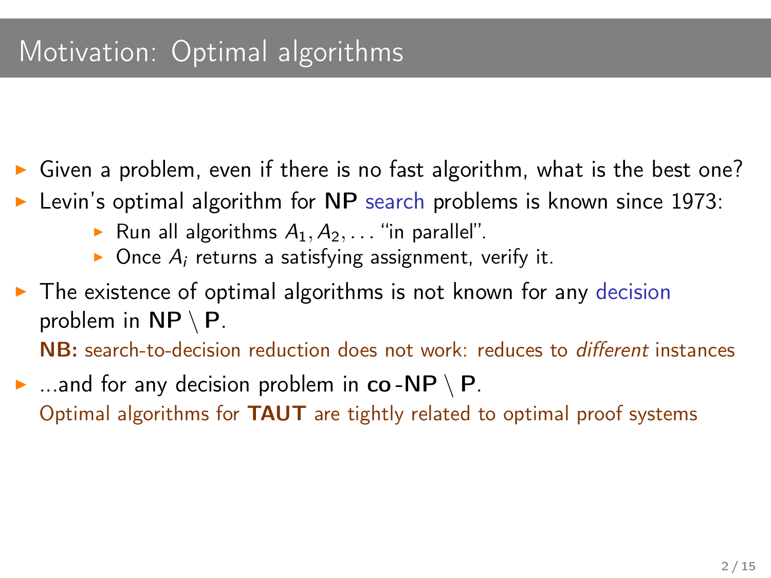# Motivation: Optimal algorithms

- Given a problem, even if there is no fast algorithm, what is the best one?
- Levin's optimal algorithm for **NP** search problems is known since 1973:
  - Run all algorithms $A_1, A_2, \ldots$ "in parallel".
  - Once $A_i$ returns a satisfying assignment, verify it.
- The existence of optimal algorithms is not known for any decision problem in $\mathbf{NP} \setminus \mathbf{P}$.

  **NB:** search-to-decision reduction does not work: reduces to *different* instances
- ...and for any decision problem in $\mathbf{co\text{-}NP} \setminus \mathbf{P}$.

  Optimal algorithms for **TAUT** are tightly related to optimal proof systems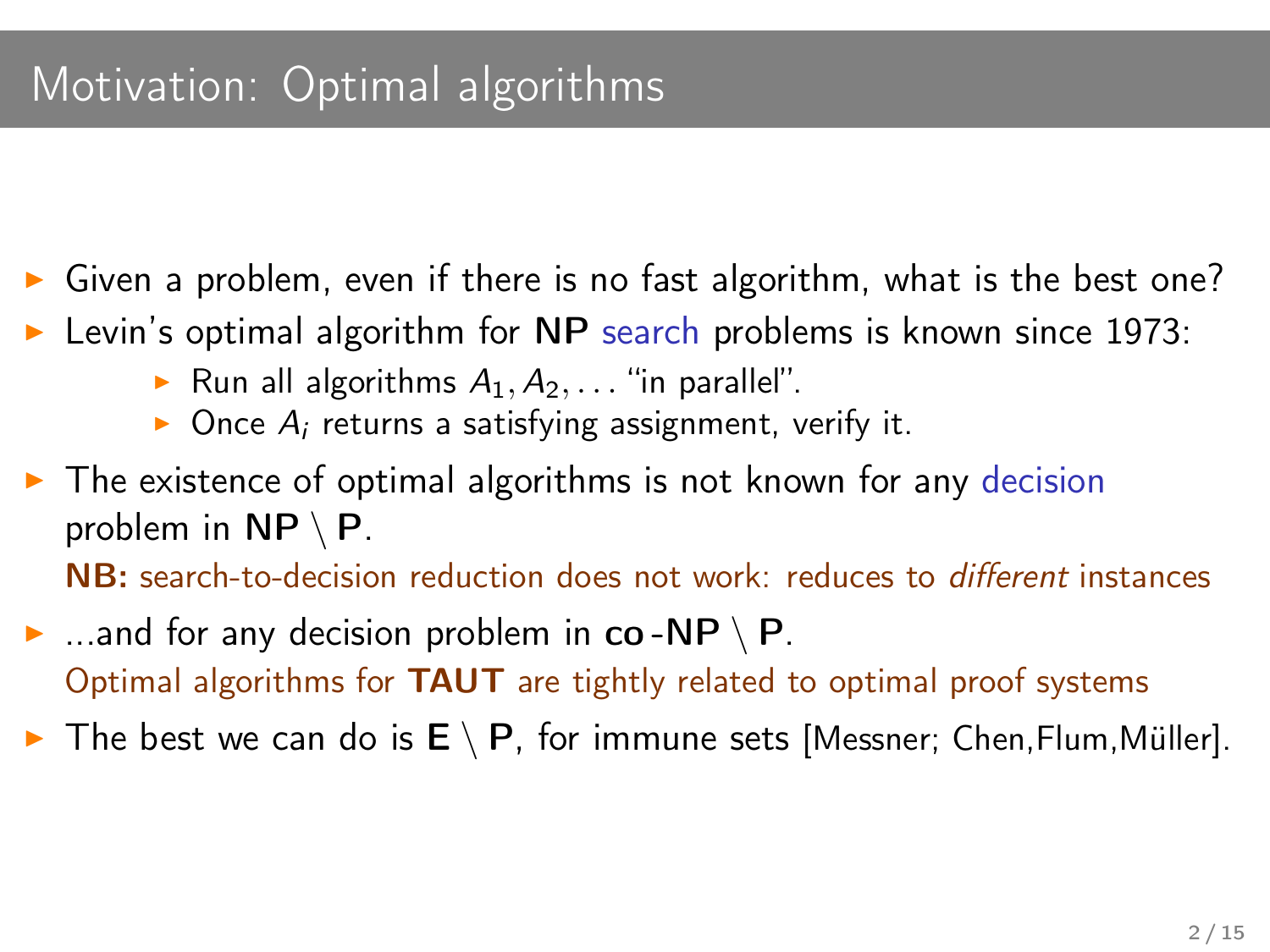# Motivation: Optimal algorithms

- Given a problem, even if there is no fast algorithm, what is the best one?
- Levin's optimal algorithm for **NP** search problems is known since 1973:
  - Run all algorithms $A_1, A_2, \ldots$ "in parallel".
  - Once $A_i$ returns a satisfying assignment, verify it.
- The existence of optimal algorithms is not known for any decision problem in $\mathbf{NP} \setminus \mathbf{P}$.

  **NB:** search-to-decision reduction does not work: reduces to *different* instances
- ...and for any decision problem in $\mathbf{co\text{-}NP} \setminus \mathbf{P}$.

  Optimal algorithms for **TAUT** are tightly related to optimal proof systems
- The best we can do is $\mathbf{E} \setminus \mathbf{P}$, for immune sets [Messner; Chen,Flum,Müller].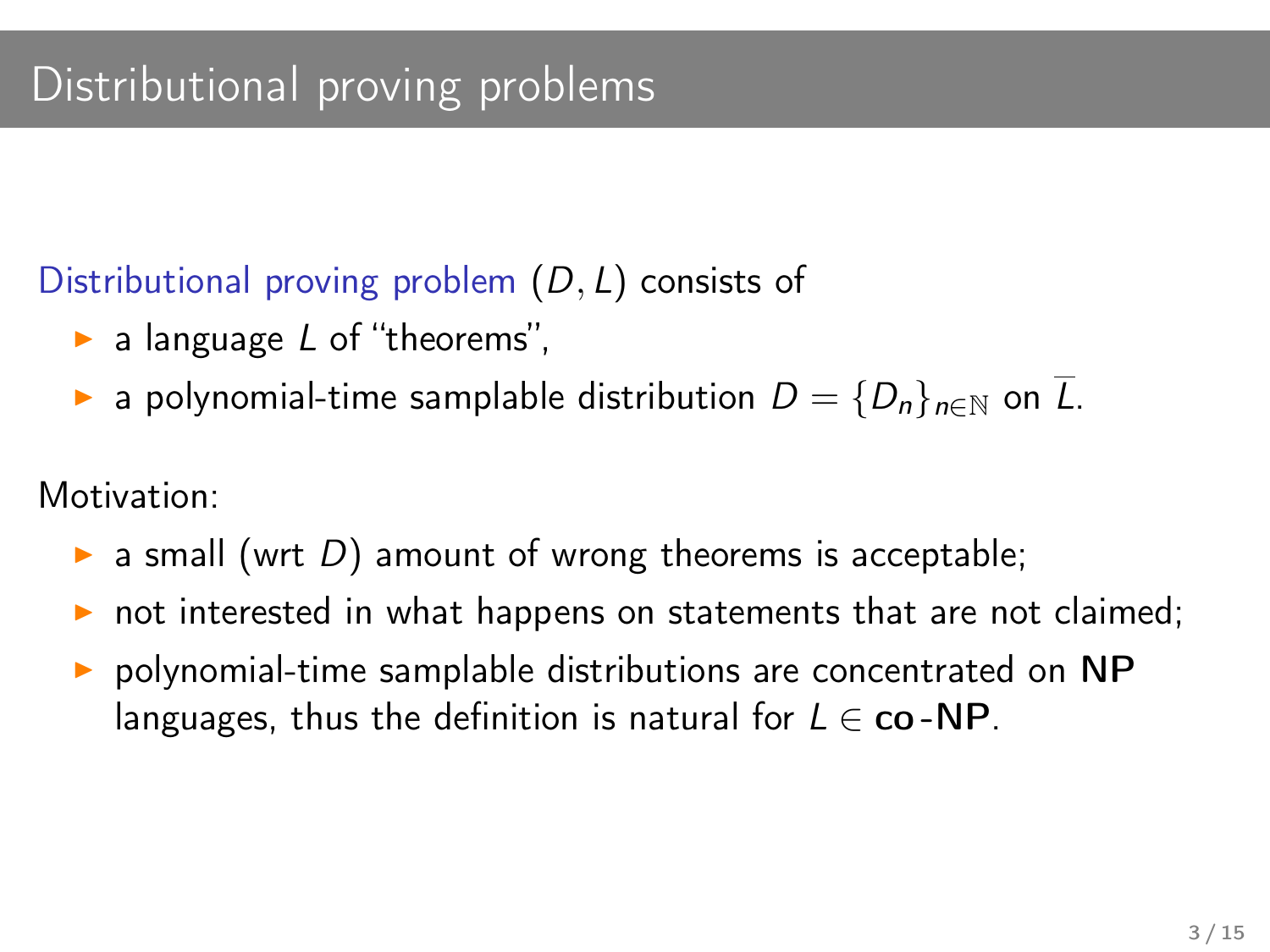# Distributional proving problems

Distributional proving problem $(D, L)$ consists of

- a language $L$ of "theorems",
- a polynomial-time samplable distribution $D = \{D_n\}_{n \in \mathbb{N}}$ on $\overline{L}$.

Motivation:

- a small (wrt $D$) amount of wrong theorems is acceptable;
- not interested in what happens on statements that are not claimed;
- polynomial-time samplable distributions are concentrated on **NP** languages, thus the definition is natural for $L \in$ **co-NP**.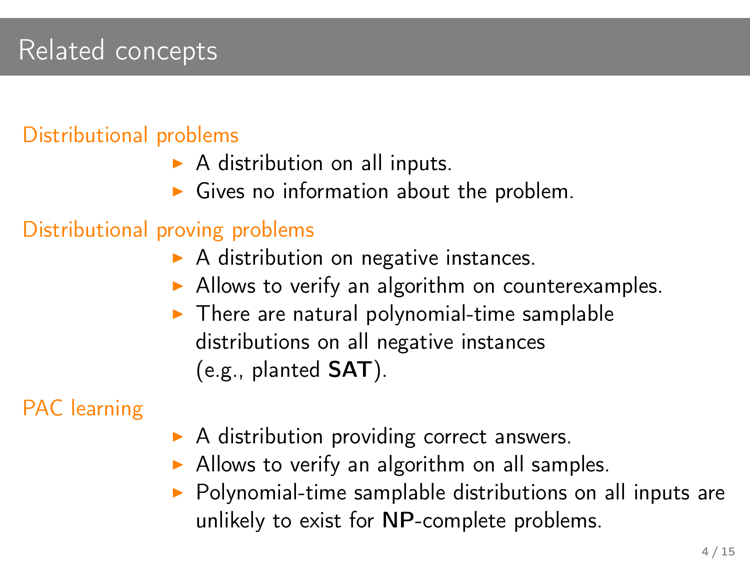# Related concepts

### Distributional problems

- A distribution on all inputs.
- Gives no information about the problem.

### Distributional proving problems

- A distribution on negative instances.
- Allows to verify an algorithm on counterexamples.
- There are natural polynomial-time samplable distributions on all negative instances (e.g., planted **SAT**).

### PAC learning

- A distribution providing correct answers.
- Allows to verify an algorithm on all samples.
- Polynomial-time samplable distributions on all inputs are unlikely to exist for **NP**-complete problems.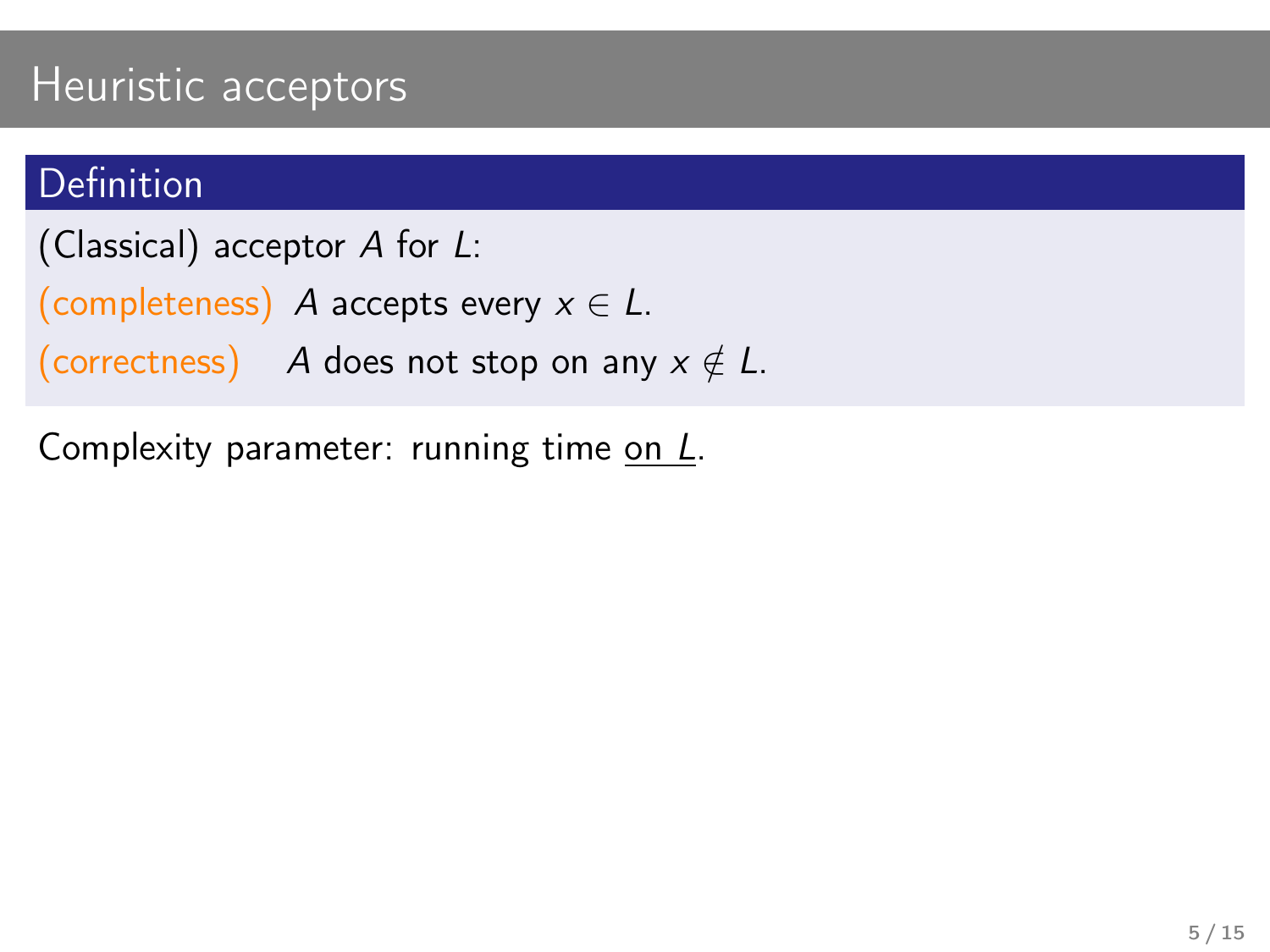# Heuristic acceptors

**Definition**

(Classical) acceptor $A$ for $L$:

(completeness) $A$ accepts every $x \in L$.

(correctness) $A$ does not stop on any $x \notin L$.

Complexity parameter: running time on $L$.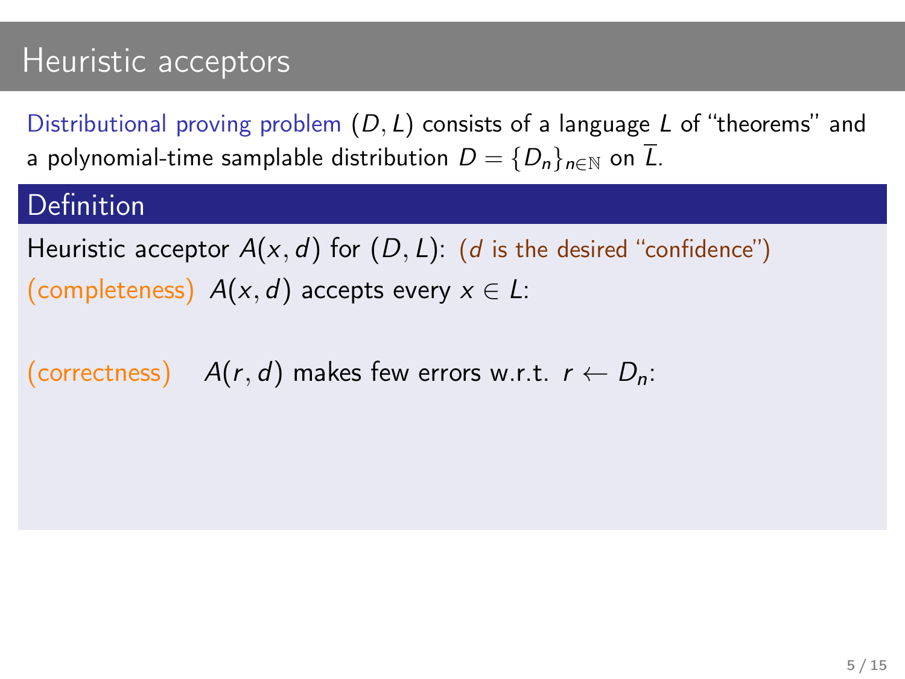# Heuristic acceptors

Distributional proving problem $(D, L)$ consists of a language $L$ of "theorems" and a polynomial-time samplable distribution $D = \{D_n\}_{n \in \mathbb{N}}$ on $\overline{L}$.

## Definition

Heuristic acceptor $A(x, d)$ for $(D, L)$: ($d$ is the desired "confidence")

(completeness) $A(x, d)$ accepts every $x \in L$:

(correctness) $A(r, d)$ makes few errors w.r.t. $r \leftarrow D_n$: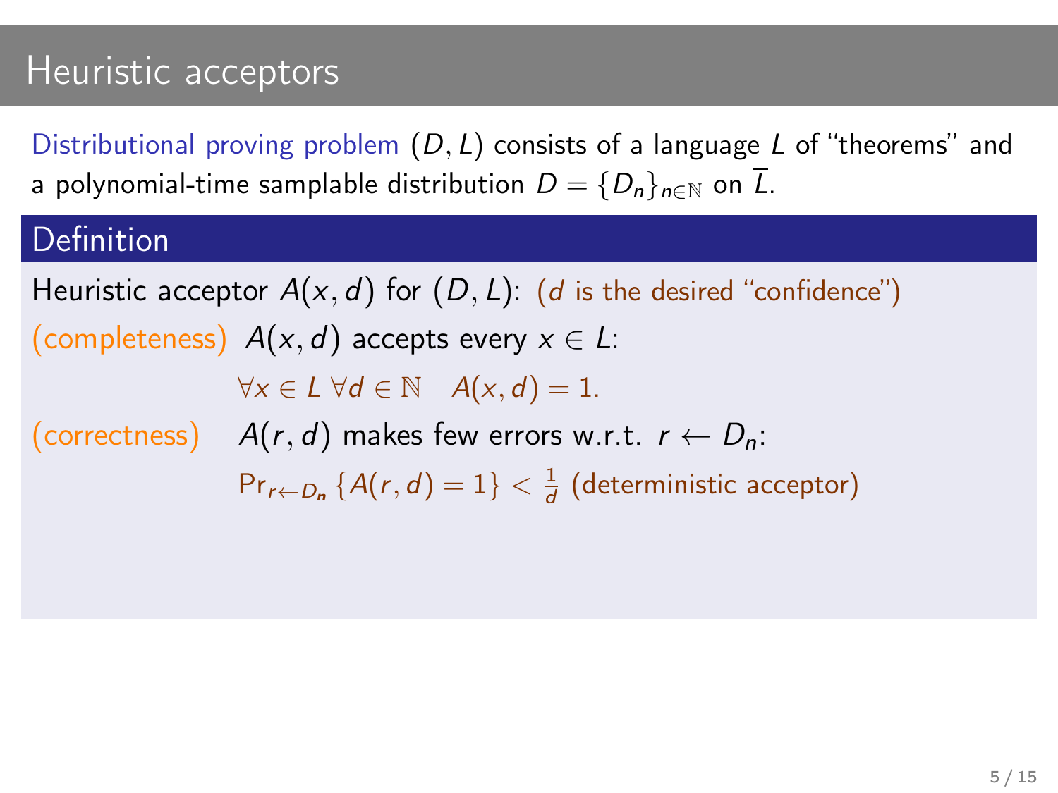# Heuristic acceptors

Distributional proving problem $(D, L)$ consists of a language $L$ of "theorems" and a polynomial-time samplable distribution $D = \{D_n\}_{n \in \mathbb{N}}$ on $\overline{L}$.

## Definition

Heuristic acceptor $A(x, d)$ for $(D, L)$: ($d$ is the desired "confidence")

(completeness) $A(x, d)$ accepts every $x \in L$:

$$\forall x \in L \; \forall d \in \mathbb{N} \quad A(x, d) = 1.$$

(correctness) $A(r, d)$ makes few errors w.r.t. $r \leftarrow D_n$:

$\Pr_{r \leftarrow D_n} \{A(r, d) = 1\} < \frac{1}{d}$ (deterministic acceptor)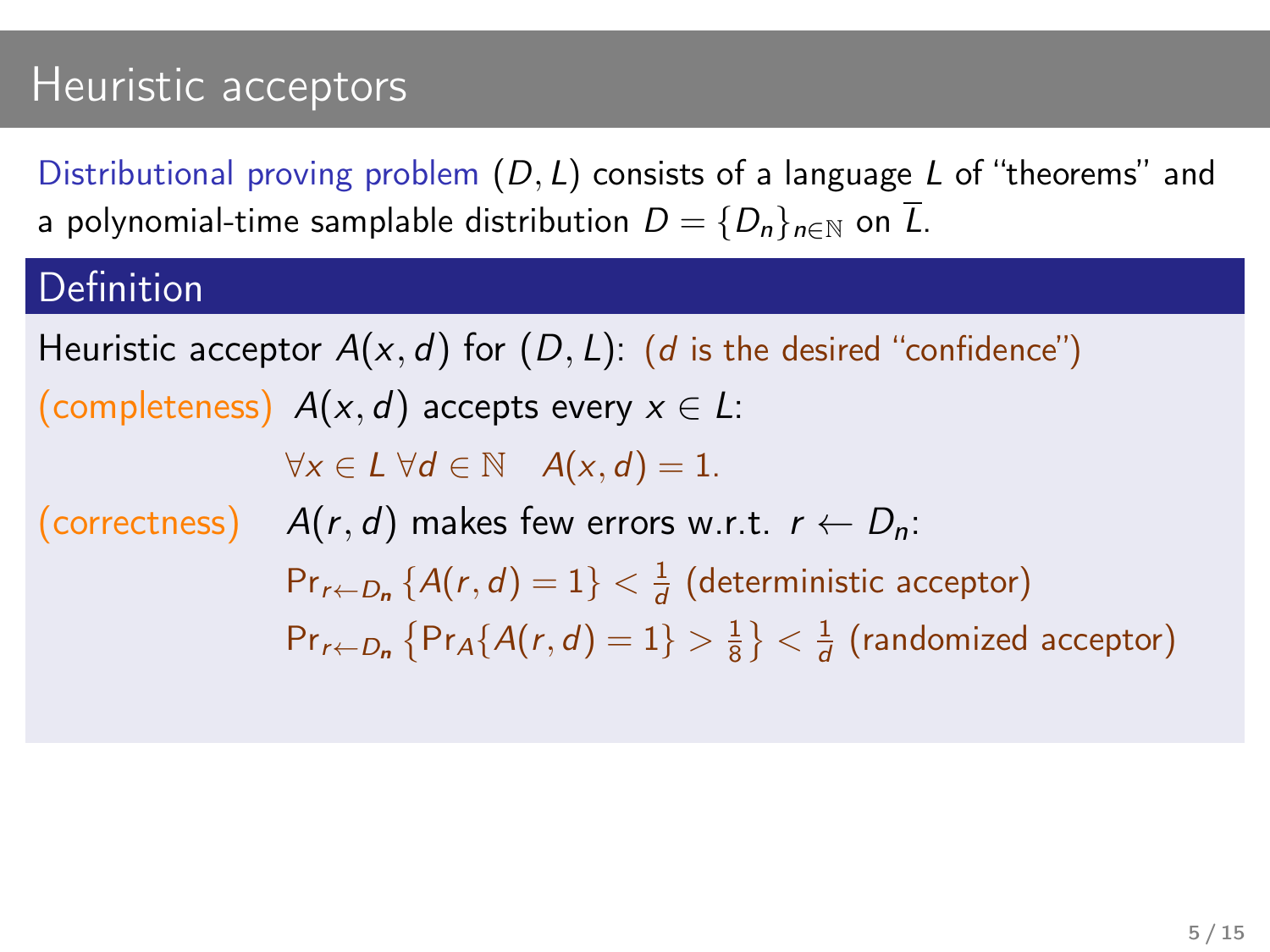# Heuristic acceptors

Distributional proving problem $(D, L)$ consists of a language $L$ of "theorems" and a polynomial-time samplable distribution $D = \{D_n\}_{n \in \mathbb{N}}$ on $\overline{L}$.

## Definition

Heuristic acceptor $A(x, d)$ for $(D, L)$: ($d$ is the desired "confidence")

(completeness) $A(x, d)$ accepts every $x \in L$:

$$\forall x \in L \; \forall d \in \mathbb{N} \quad A(x, d) = 1.$$

(correctness) $A(r, d)$ makes few errors w.r.t. $r \leftarrow D_n$:

$\Pr_{r \leftarrow D_n} \{A(r, d) = 1\} < \frac{1}{d}$ (deterministic acceptor)

$\Pr_{r \leftarrow D_n} \left\{\Pr_A\{A(r, d) = 1\} > \frac{1}{8}\right\} < \frac{1}{d}$ (randomized acceptor)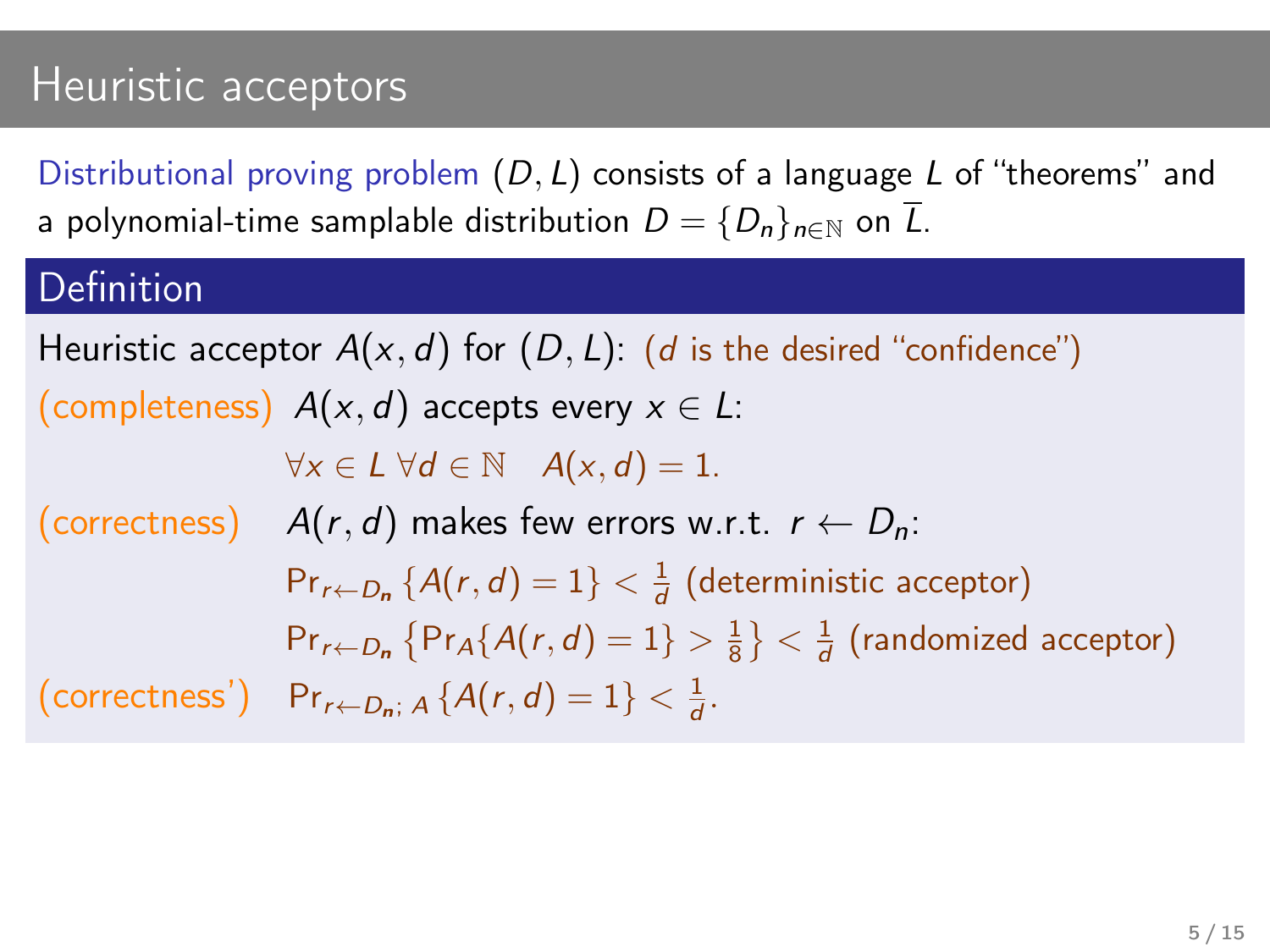# Heuristic acceptors

Distributional proving problem $(D, L)$ consists of a language $L$ of "theorems" and a polynomial-time samplable distribution $D = \{D_n\}_{n \in \mathbb{N}}$ on $\overline{L}$.

## Definition

Heuristic acceptor $A(x, d)$ for $(D, L)$: ($d$ is the desired "confidence")

(completeness) $A(x, d)$ accepts every $x \in L$:

$$\forall x \in L \; \forall d \in \mathbb{N} \quad A(x, d) = 1.$$

(correctness) $A(r, d)$ makes few errors w.r.t. $r \leftarrow D_n$:

$$\Pr_{r \leftarrow D_n} \{A(r, d) = 1\} < \frac{1}{d} \text{ (deterministic acceptor)}$$

$$\Pr_{r \leftarrow D_n} \left\{ \Pr_A \{A(r, d) = 1\} > \frac{1}{8} \right\} < \frac{1}{d} \text{ (randomized acceptor)}$$

(correctness') $\Pr_{r \leftarrow D_n;\, A} \{A(r, d) = 1\} < \frac{1}{d}$.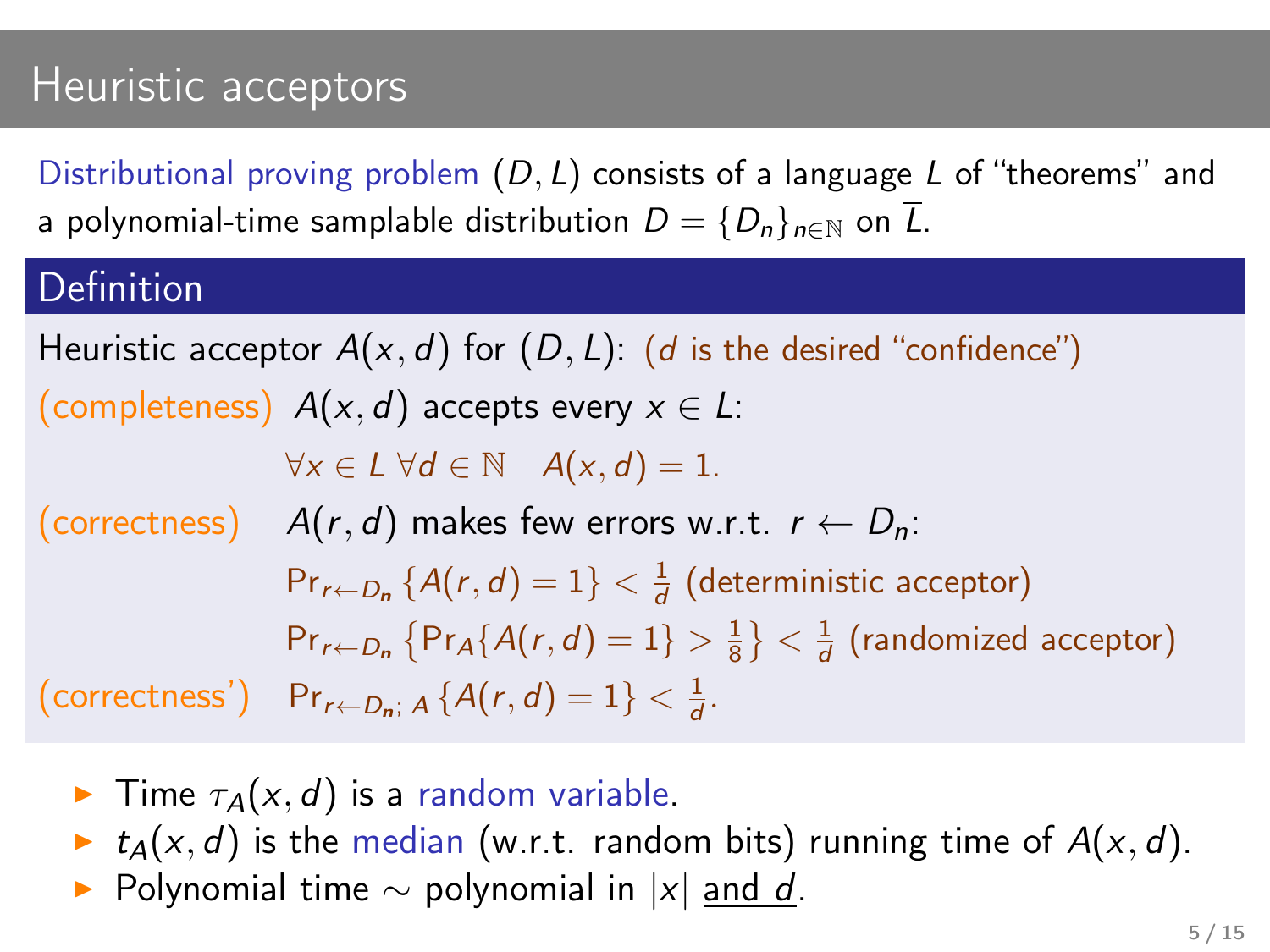# Heuristic acceptors

Distributional proving problem $(D, L)$ consists of a language $L$ of "theorems" and a polynomial-time samplable distribution $D = \{D_n\}_{n\in\mathbb{N}}$ on $\overline{L}$.

## Definition

Heuristic acceptor $A(x, d)$ for $(D, L)$: ($d$ is the desired "confidence")

(completeness) $A(x, d)$ accepts every $x \in L$:

$$\forall x \in L\ \forall d \in \mathbb{N} \quad A(x, d) = 1.$$

(correctness) $A(r, d)$ makes few errors w.r.t. $r \leftarrow D_n$:

$$\Pr_{r\leftarrow D_n}\{A(r, d) = 1\} < \frac{1}{d} \text{ (deterministic acceptor)}$$

$$\Pr_{r\leftarrow D_n}\left\{\Pr_A\{A(r, d) = 1\} > \frac{1}{8}\right\} < \frac{1}{d} \text{ (randomized acceptor)}$$

(correctness') $\Pr_{r\leftarrow D_n;\, A}\{A(r, d) = 1\} < \frac{1}{d}$.

- Time $\tau_A(x, d)$ is a random variable.
- $t_A(x, d)$ is the median (w.r.t. random bits) running time of $A(x, d)$.
- Polynomial time $\sim$ polynomial in $|x|$ and $d$.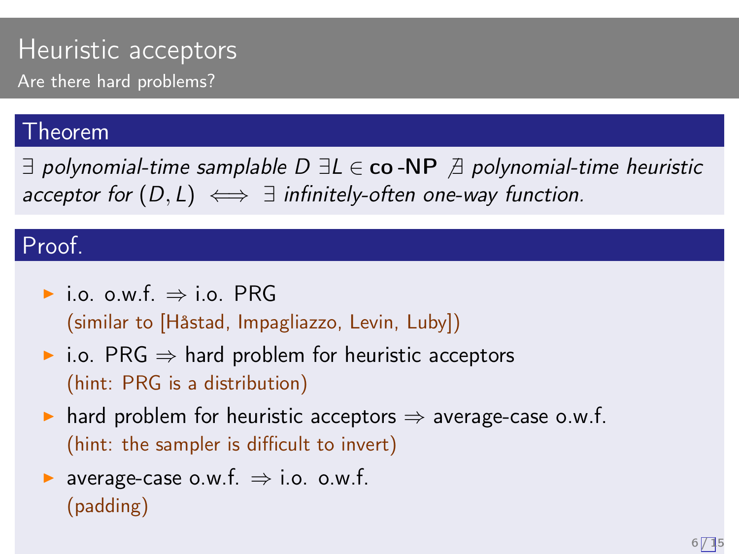# Heuristic acceptors

## Are there hard problems?

### Theorem

*$\exists$ polynomial-time samplable $D$ $\exists L \in$ **co-NP** $\nexists$ polynomial-time heuristic acceptor for $(D, L)$ $\iff$ $\exists$ infinitely-often one-way function.*

### Proof.

- i.o. o.w.f. $\Rightarrow$ i.o. PRG
  (similar to [Håstad, Impagliazzo, Levin, Luby])
- i.o. PRG $\Rightarrow$ hard problem for heuristic acceptors
  (hint: PRG is a distribution)
- hard problem for heuristic acceptors $\Rightarrow$ average-case o.w.f.
  (hint: the sampler is difficult to invert)
- average-case o.w.f. $\Rightarrow$ i.o. o.w.f.
  (padding)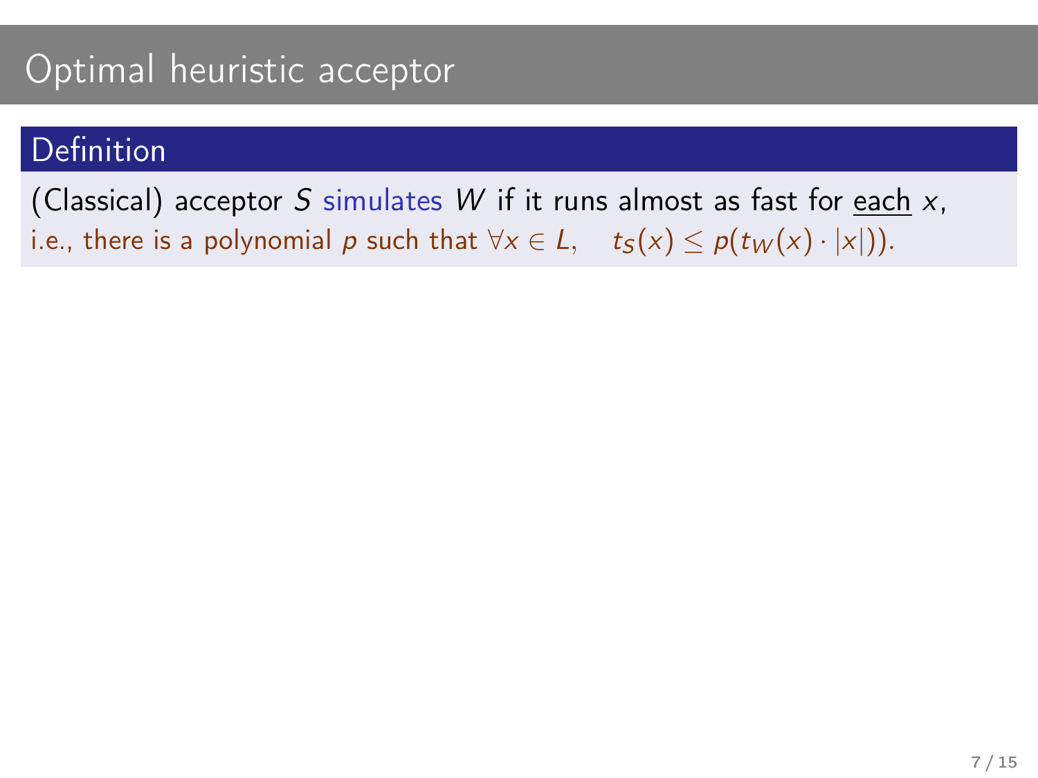# Optimal heuristic acceptor

**Definition**

(Classical) acceptor $S$ simulates $W$ if it runs almost as fast for each $x$,
i.e., there is a polynomial $p$ such that $\forall x \in L, \quad t_S(x) \leq p(t_W(x) \cdot |x|)$.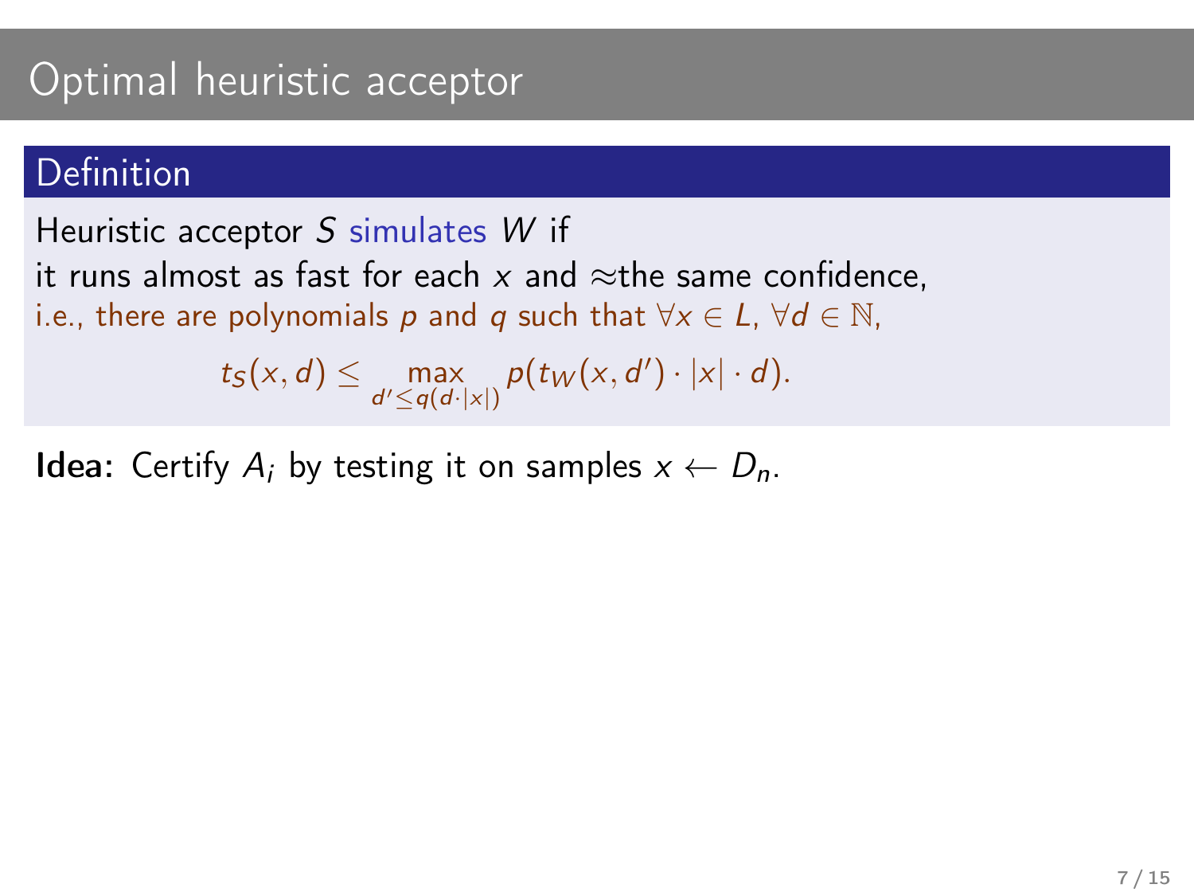# Optimal heuristic acceptor

## Definition

Heuristic acceptor $S$ simulates $W$ if
it runs almost as fast for each $x$ and ≈the same confidence,
i.e., there are polynomials $p$ and $q$ such that $\forall x \in L$, $\forall d \in \mathbb{N}$,

$$t_S(x, d) \leq \max_{d' \leq q(d \cdot |x|)} p(t_W(x, d') \cdot |x| \cdot d).$$

**Idea:** Certify $A_i$ by testing it on samples $x \leftarrow D_n$.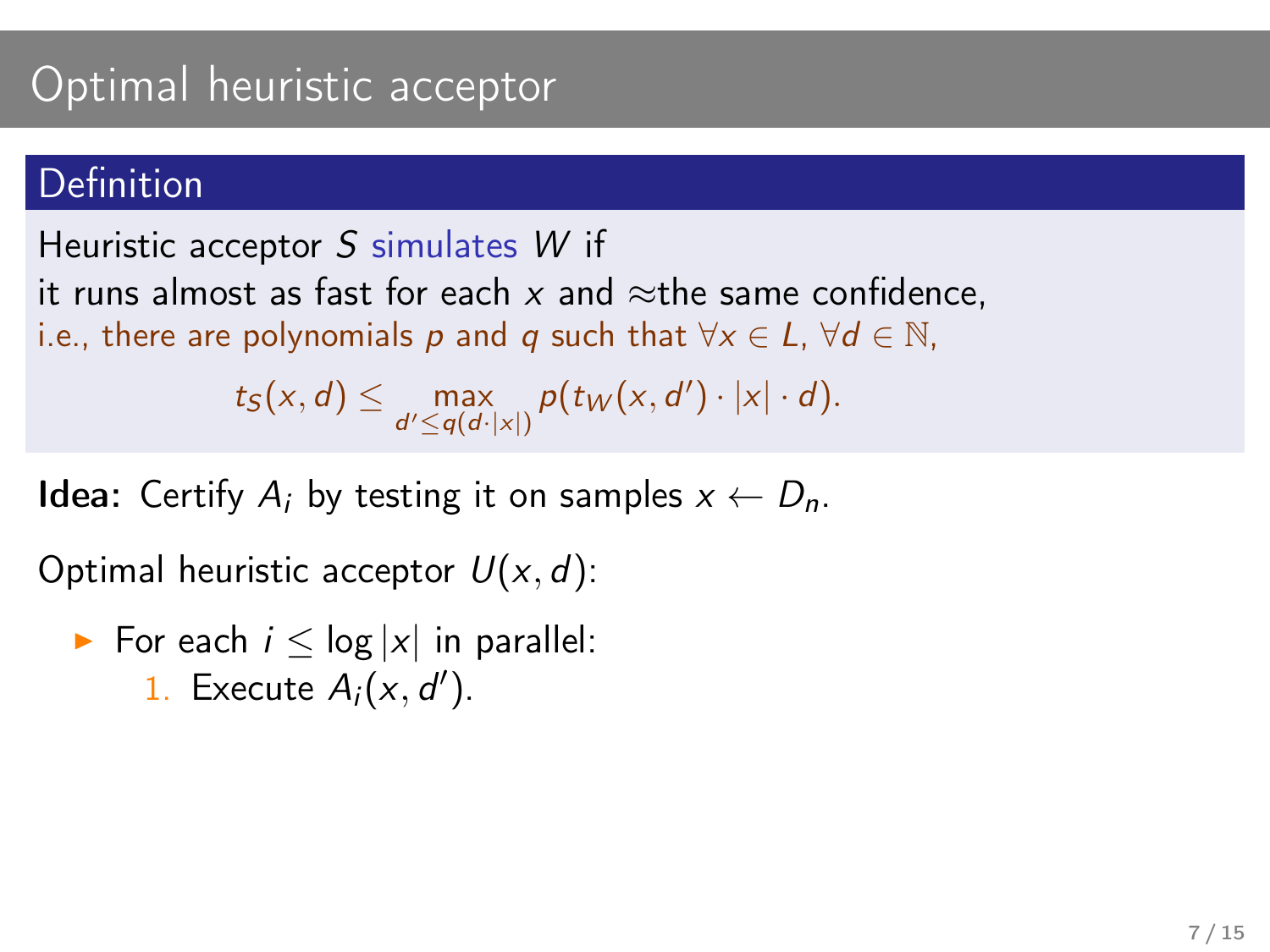# Optimal heuristic acceptor

## Definition

Heuristic acceptor $S$ simulates $W$ if
it runs almost as fast for each $x$ and ≈the same confidence,
i.e., there are polynomials $p$ and $q$ such that $\forall x \in L$, $\forall d \in \mathbb{N}$,

$$t_S(x, d) \leq \max_{d' \leq q(d \cdot |x|)} p(t_W(x, d') \cdot |x| \cdot d).$$

**Idea:** Certify $A_i$ by testing it on samples $x \leftarrow D_n$.

Optimal heuristic acceptor $U(x, d)$:

- For each $i \leq \log |x|$ in parallel:
  1. Execute $A_i(x, d')$.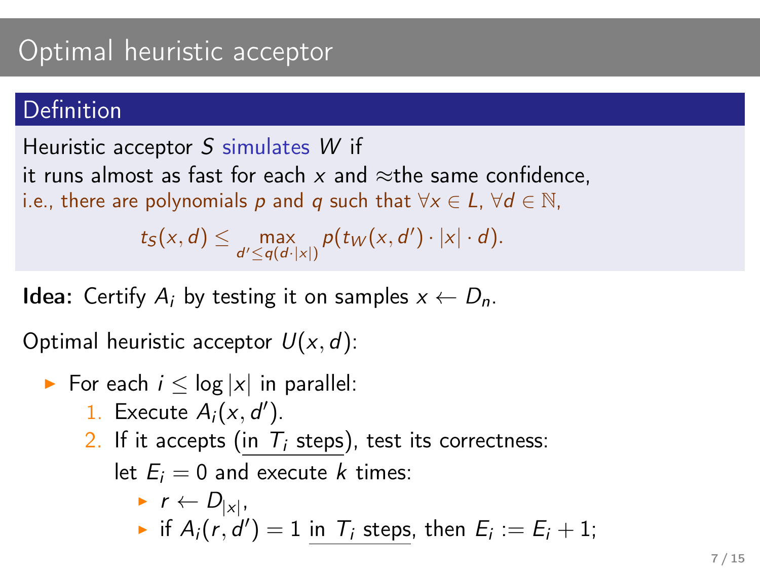# Optimal heuristic acceptor

## Definition

Heuristic acceptor $S$ simulates $W$ if
it runs almost as fast for each $x$ and $\approx$the same confidence,
i.e., there are polynomials $p$ and $q$ such that $\forall x \in L$, $\forall d \in \mathbb{N}$,

$$t_S(x, d) \le \max_{d' \le q(d \cdot |x|)} p(t_W(x, d') \cdot |x| \cdot d).$$

**Idea:** Certify $A_i$ by testing it on samples $x \leftarrow D_n$.

Optimal heuristic acceptor $U(x, d)$:

- For each $i \le \log |x|$ in parallel:
  1. Execute $A_i(x, d')$.
  2. If it accepts (in $T_i$ steps), test its correctness:

     let $E_i = 0$ and execute $k$ times:
     - $r \leftarrow D_{|x|}$,
     - if $A_i(r, d') = 1$ in $T_i$ steps, then $E_i := E_i + 1$;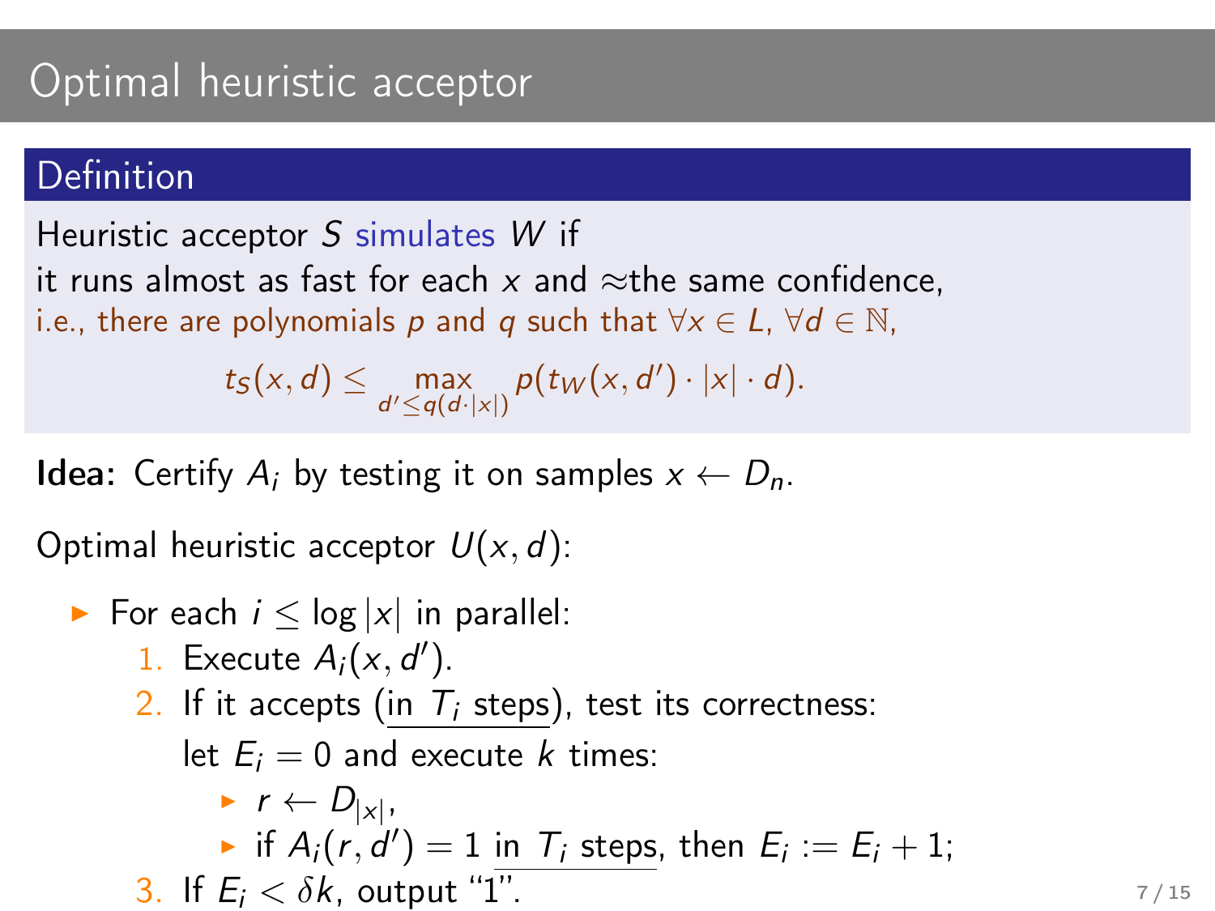# Optimal heuristic acceptor

## Definition

Heuristic acceptor $S$ simulates $W$ if
it runs almost as fast for each $x$ and ≈the same confidence,
i.e., there are polynomials $p$ and $q$ such that $\forall x \in L$, $\forall d \in \mathbb{N}$,

$$t_S(x,d) \leq \max_{d' \leq q(d \cdot |x|)} p(t_W(x,d') \cdot |x| \cdot d).$$

**Idea:** Certify $A_i$ by testing it on samples $x \leftarrow D_n$.

Optimal heuristic acceptor $U(x,d)$:

- For each $i \leq \log |x|$ in parallel:
  1. Execute $A_i(x, d')$.
  2. If it accepts (<u>in $T_i$ steps</u>), test its correctness:
     let $E_i = 0$ and execute $k$ times:
     - $r \leftarrow D_{|x|}$,
     - if $A_i(r, d') = 1$ <u>in $T_i$ steps</u>, then $E_i := E_i + 1$;
  3. If $E_i < \delta k$, output "1".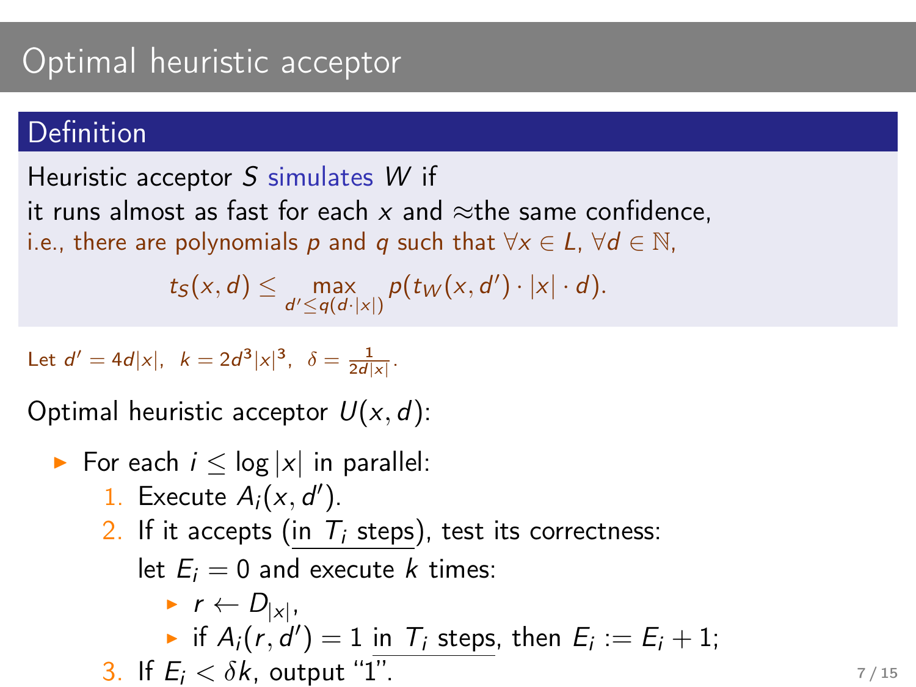# Optimal heuristic acceptor

## Definition

Heuristic acceptor $S$ simulates $W$ if
it runs almost as fast for each $x$ and ≈the same confidence,
i.e., there are polynomials $p$ and $q$ such that $\forall x \in L$, $\forall d \in \mathbb{N}$,

$$t_S(x,d) \leq \max_{d' \leq q(d \cdot |x|)} p(t_W(x,d') \cdot |x| \cdot d).$$

Let $d' = 4d|x|$, $k = 2d^3|x|^3$, $\delta = \frac{1}{2d|x|}$.

Optimal heuristic acceptor $U(x,d)$:

- For each $i \leq \log|x|$ in parallel:
  1. Execute $A_i(x,d')$.
  2. If it accepts (<u>in $T_i$ steps</u>), test its correctness:
     let $E_i = 0$ and execute $k$ times:
     - $r \leftarrow D_{|x|}$,
     - if $A_i(r,d') = 1$ <u>in $T_i$ steps</u>, then $E_i := E_i + 1$;
  3. If $E_i < \delta k$, output "1".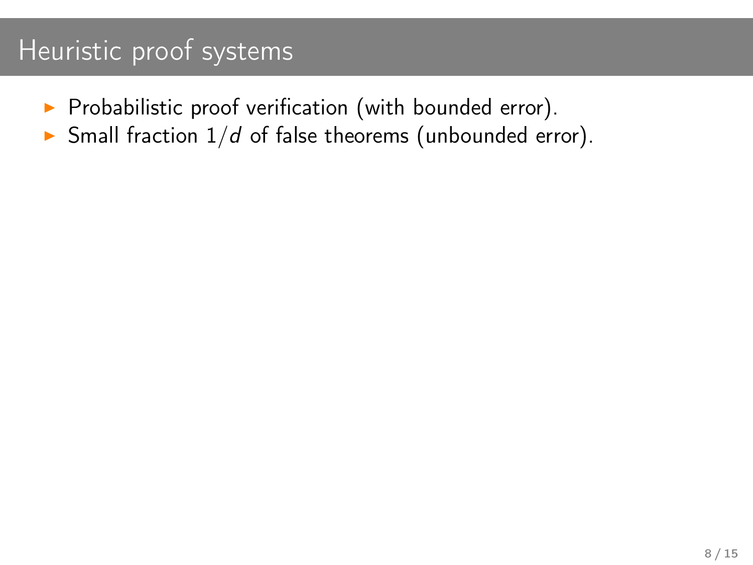# Heuristic proof systems

- Probabilistic proof verification (with bounded error).
- Small fraction $1/d$ of false theorems (unbounded error).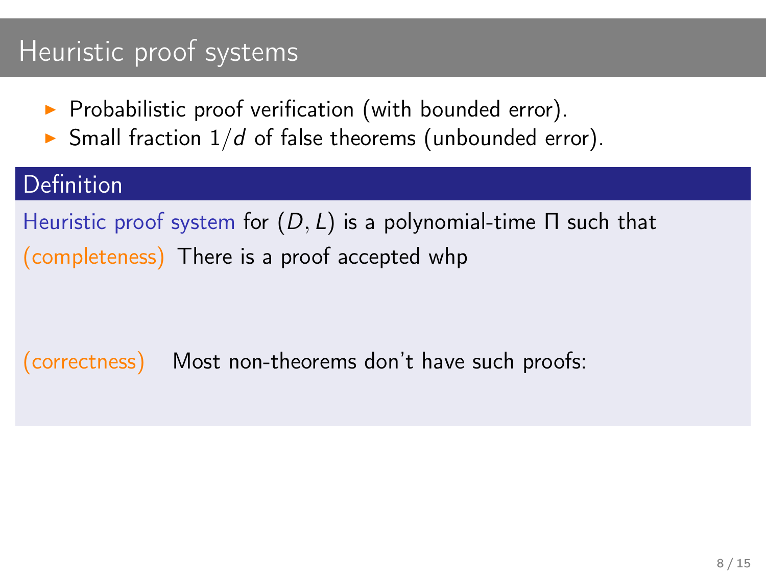# Heuristic proof systems

- Probabilistic proof verification (with bounded error).
- Small fraction $1/d$ of false theorems (unbounded error).

**Definition**

Heuristic proof system for $(D, L)$ is a polynomial-time $\Pi$ such that

(completeness) There is a proof accepted whp

(correctness) Most non-theorems don't have such proofs: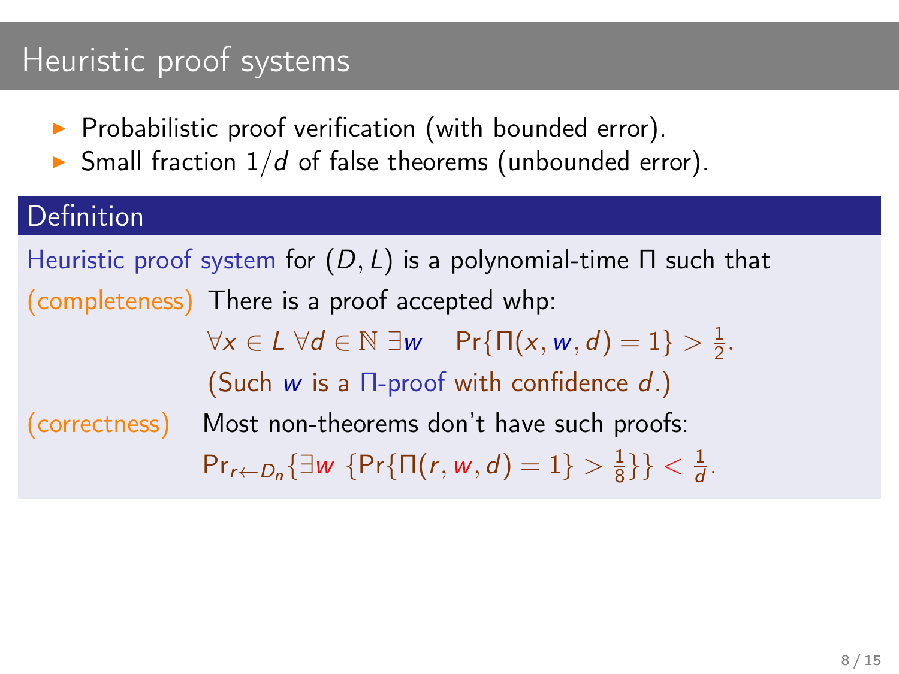# Heuristic proof systems

- Probabilistic proof verification (with bounded error).
- Small fraction $1/d$ of false theorems (unbounded error).

## Definition

Heuristic proof system for $(D, L)$ is a polynomial-time $\Pi$ such that

(completeness) There is a proof accepted whp:

$$\forall x \in L \; \forall d \in \mathbb{N} \; \exists w \quad \Pr\{\Pi(x, w, d) = 1\} > \frac{1}{2}.$$

(Such $w$ is a $\Pi$-proof with confidence $d$.)

(correctness) Most non-theorems don't have such proofs:

$$\Pr_{r \leftarrow D_n}\{\exists w \; \{\Pr\{\Pi(r, w, d) = 1\} > \frac{1}{8}\}\} < \frac{1}{d}.$$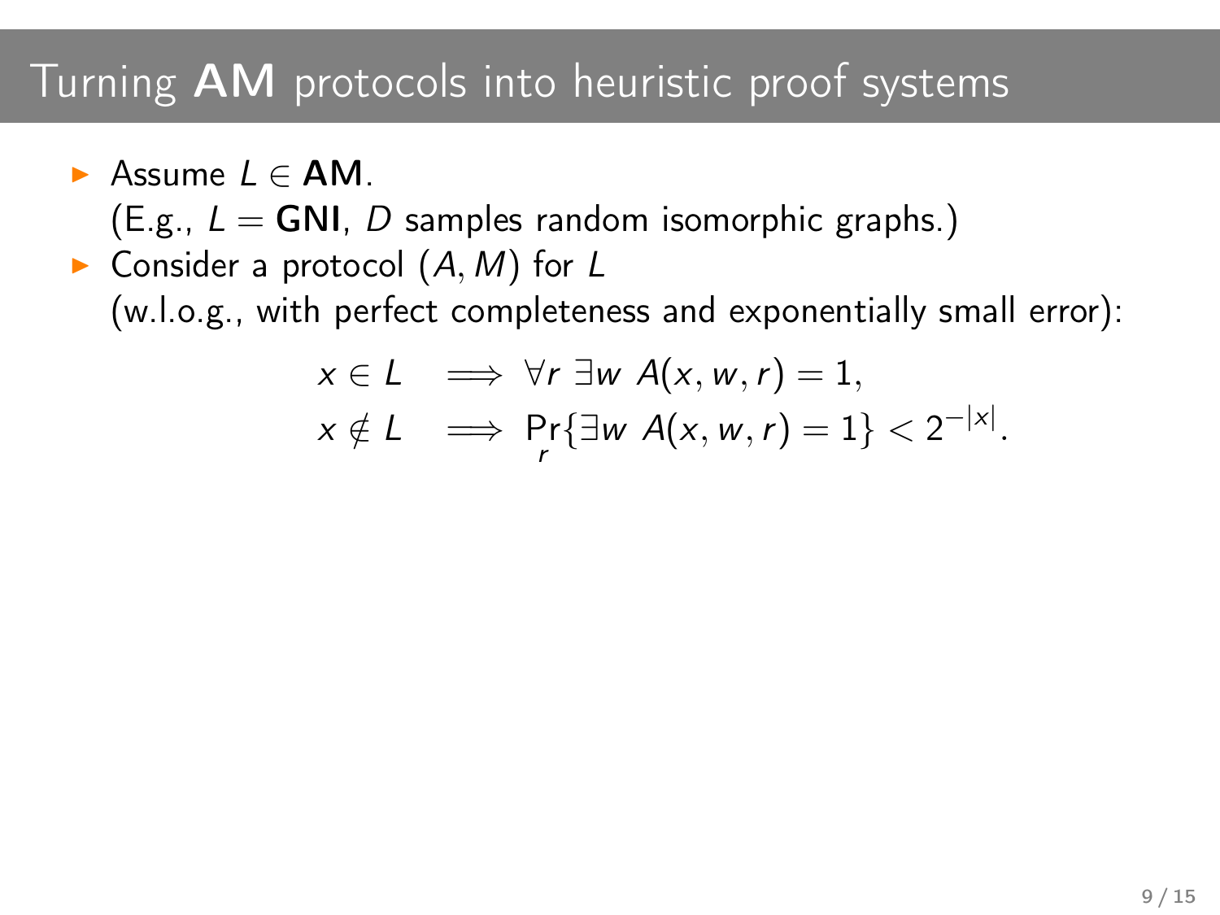# Turning **AM** protocols into heuristic proof systems

- Assume $L \in \mathbf{AM}$.
  (E.g., $L = \mathbf{GNI}$, $D$ samples random isomorphic graphs.)
- Consider a protocol $(A, M)$ for $L$
  (w.l.o.g., with perfect completeness and exponentially small error):

$$
\begin{aligned}
x \in L \quad &\Longrightarrow \ \forall r \ \exists w \ A(x, w, r) = 1, \\
x \notin L \quad &\Longrightarrow \ \Pr_r\{\exists w \ A(x, w, r) = 1\} < 2^{-|x|}.
\end{aligned}
$$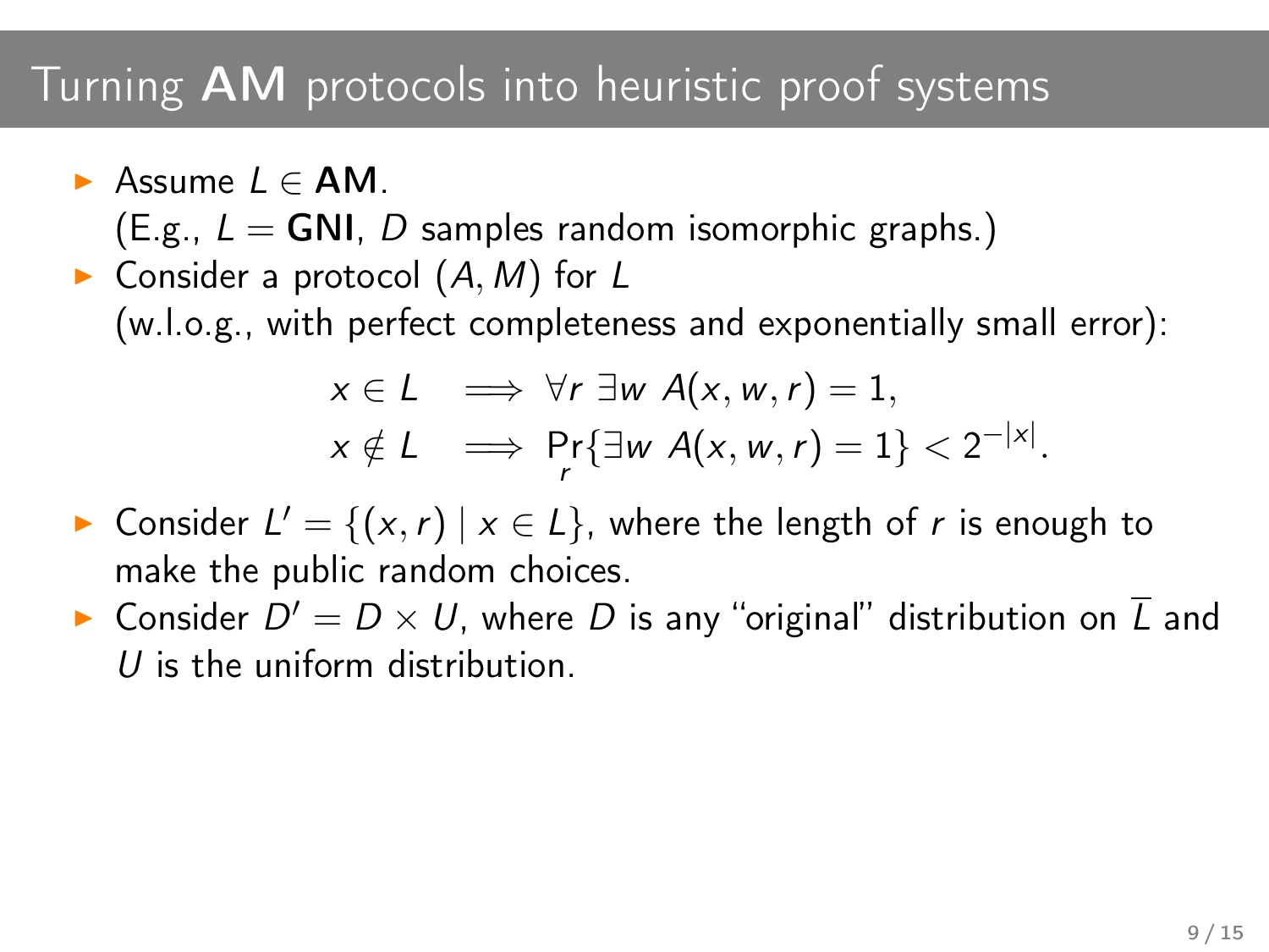# Turning **AM** protocols into heuristic proof systems

- Assume $L \in \mathbf{AM}$.
  (E.g., $L = \mathbf{GNI}$, $D$ samples random isomorphic graphs.)
- Consider a protocol $(A, M)$ for $L$
  (w.l.o.g., with perfect completeness and exponentially small error):

$$
\begin{aligned}
x \in L \quad &\Longrightarrow \ \forall r \ \exists w \ A(x, w, r) = 1, \\
x \notin L \quad &\Longrightarrow \ \Pr_r\{\exists w \ A(x, w, r) = 1\} < 2^{-|x|}.
\end{aligned}
$$

- Consider $L' = \{(x, r) \mid x \in L\}$, where the length of $r$ is enough to make the public random choices.
- Consider $D' = D \times U$, where $D$ is any "original" distribution on $\overline{L}$ and $U$ is the uniform distribution.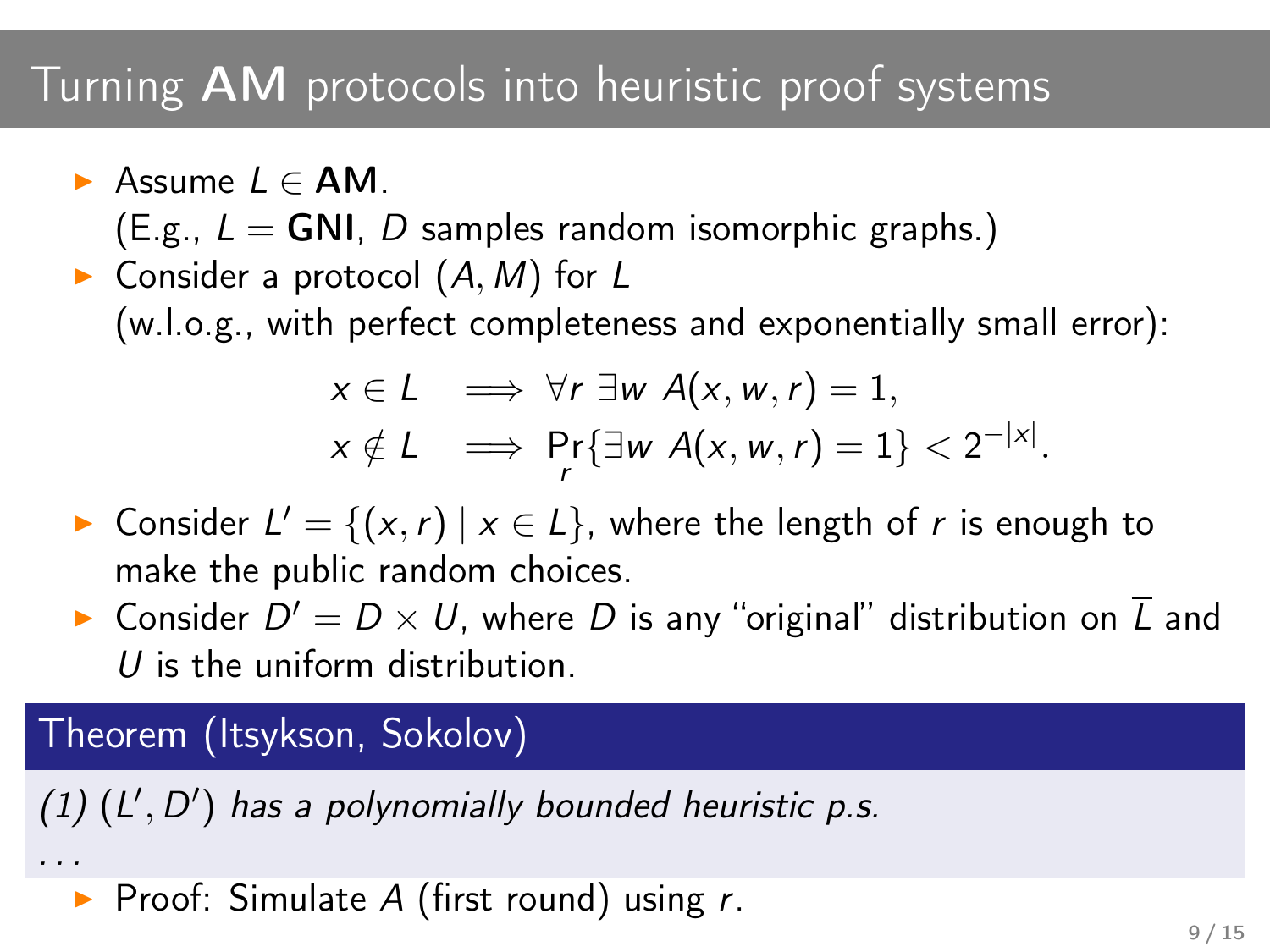# Turning **AM** protocols into heuristic proof systems

- Assume $L \in \mathbf{AM}$.
  (E.g., $L = \mathbf{GNI}$, $D$ samples random isomorphic graphs.)
- Consider a protocol $(A, M)$ for $L$
  (w.l.o.g., with perfect completeness and exponentially small error):

$$
\begin{aligned}
x \in L &\implies \forall r \; \exists w \; A(x, w, r) = 1, \\
x \notin L &\implies \Pr_r\{\exists w \; A(x, w, r) = 1\} < 2^{-|x|}.
\end{aligned}
$$

- Consider $L' = \{(x, r) \mid x \in L\}$, where the length of $r$ is enough to make the public random choices.
- Consider $D' = D \times U$, where $D$ is any "original" distribution on $\overline{L}$ and $U$ is the uniform distribution.

**Theorem (Itsykson, Sokolov)**

*(1) $(L', D')$ has a polynomially bounded heuristic p.s.*

*...*

- Proof: Simulate $A$ (first round) using $r$.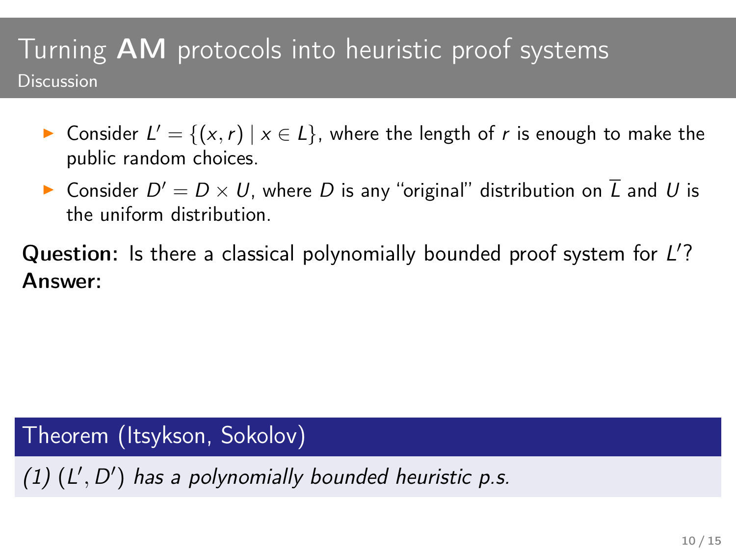# Turning **AM** protocols into heuristic proof systems

## Discussion

- Consider $L' = \{(x, r) \mid x \in L\}$, where the length of $r$ is enough to make the public random choices.
- Consider $D' = D \times U$, where $D$ is any "original" distribution on $\overline{L}$ and $U$ is the uniform distribution.

**Question:** Is there a classical polynomially bounded proof system for $L'$?
**Answer:**

**Theorem (Itsykson, Sokolov)**

*(1) $(L', D')$ has a polynomially bounded heuristic p.s.*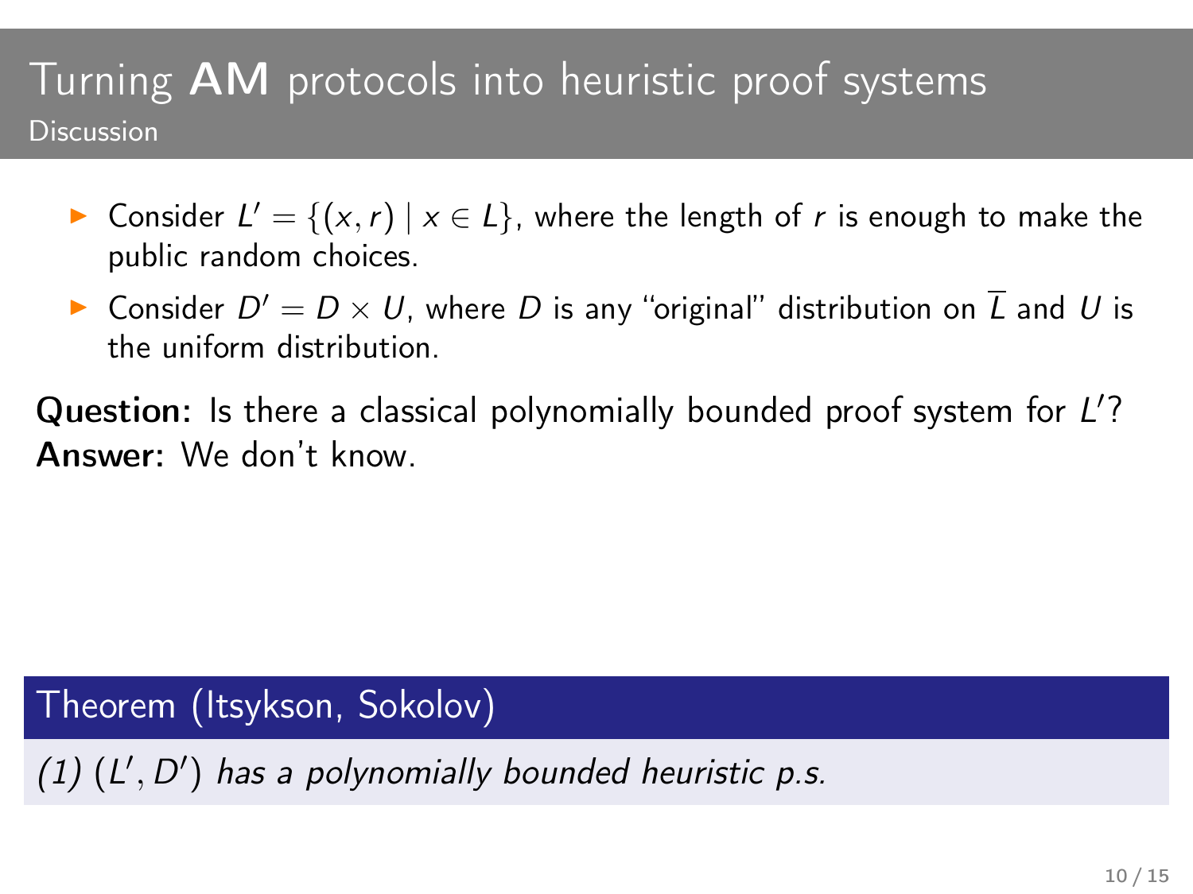# Turning **AM** protocols into heuristic proof systems

## Discussion

- Consider $L' = \{(x, r) \mid x \in L\}$, where the length of $r$ is enough to make the public random choices.
- Consider $D' = D \times U$, where $D$ is any "original" distribution on $\overline{L}$ and $U$ is the uniform distribution.

**Question:** Is there a classical polynomially bounded proof system for $L'$?
**Answer:** We don't know.

**Theorem (Itsykson, Sokolov)**

*(1) $(L', D')$ has a polynomially bounded heuristic p.s.*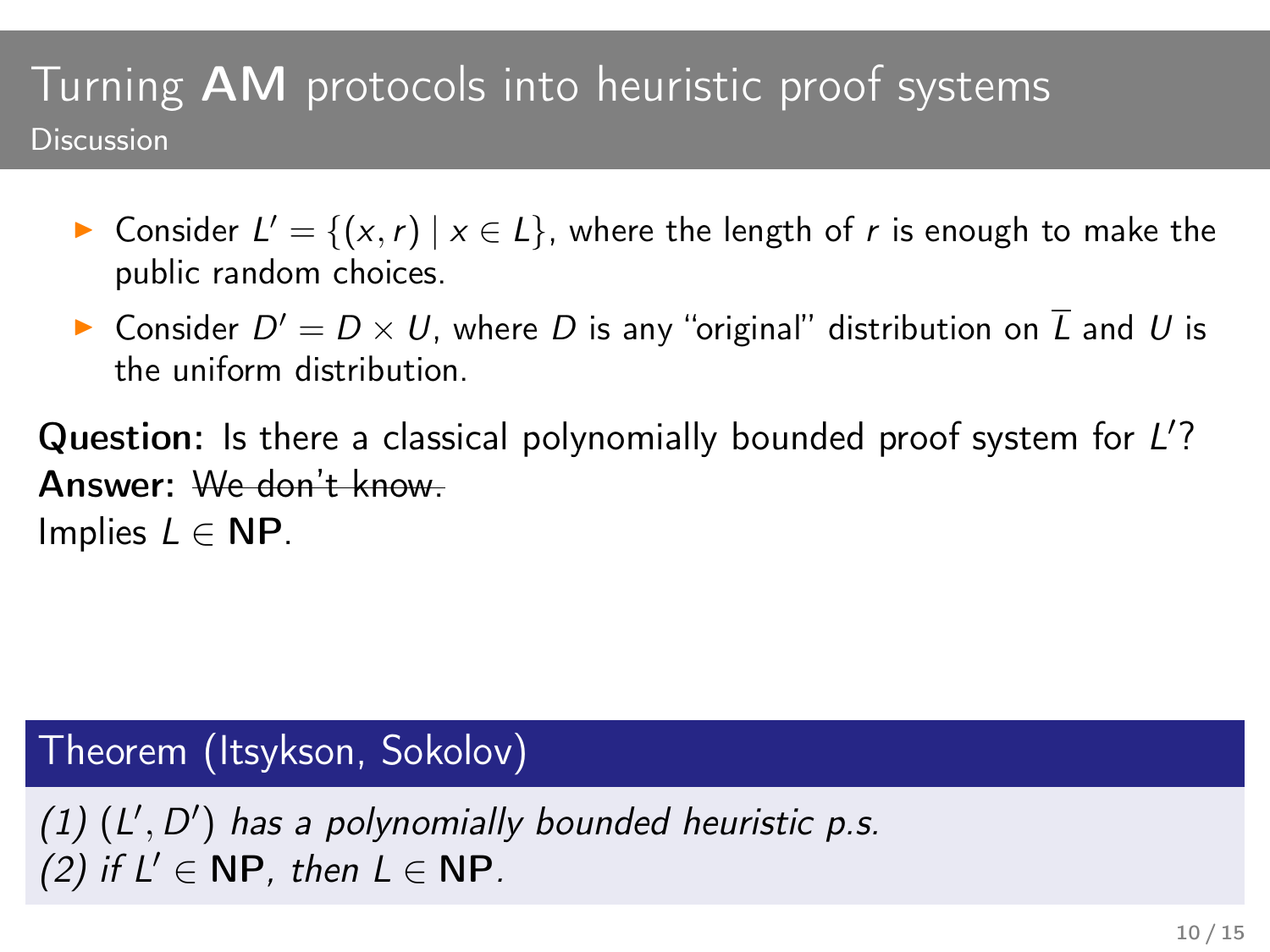# Turning **AM** protocols into heuristic proof systems

## Discussion

- Consider $L' = \{(x, r) \mid x \in L\}$, where the length of $r$ is enough to make the public random choices.
- Consider $D' = D \times U$, where $D$ is any "original" distribution on $\overline{L}$ and $U$ is the uniform distribution.

**Question:** Is there a classical polynomially bounded proof system for $L'$?
**Answer:** ~~We don't know.~~
Implies $L \in \mathbf{NP}$.

**Theorem (Itsykson, Sokolov)**

*(1) $(L', D')$ has a polynomially bounded heuristic p.s.*
*(2) if $L' \in \mathbf{NP}$, then $L \in \mathbf{NP}$.*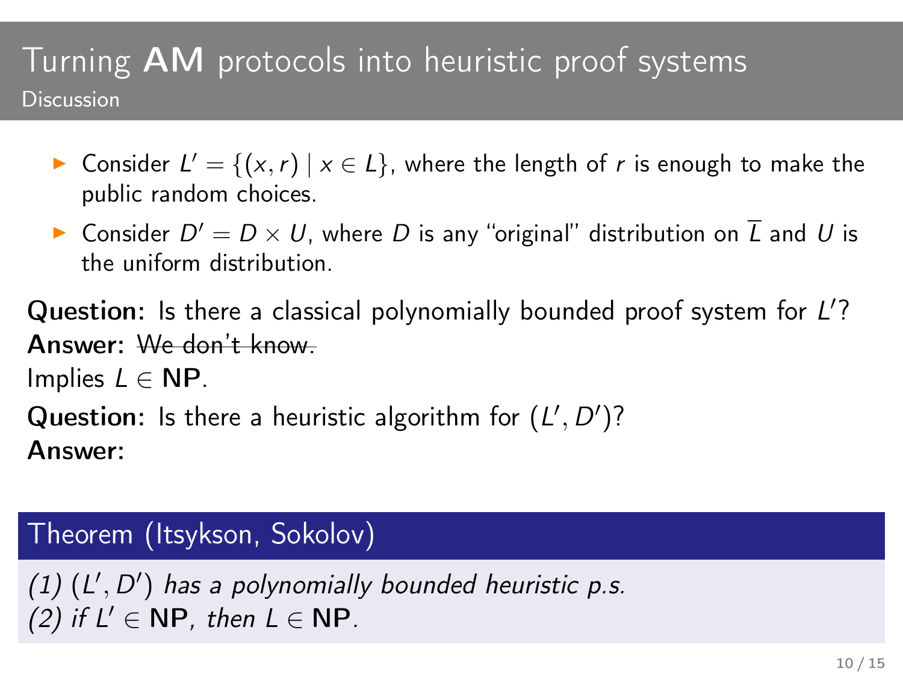# Turning **AM** protocols into heuristic proof systems

## Discussion

- Consider $L' = \{(x, r) \mid x \in L\}$, where the length of $r$ is enough to make the public random choices.
- Consider $D' = D \times U$, where $D$ is any "original" distribution on $\overline{L}$ and $U$ is the uniform distribution.

**Question:** Is there a classical polynomially bounded proof system for $L'$?
**Answer:** ~~We don't know.~~
Implies $L \in \mathbf{NP}$.
**Question:** Is there a heuristic algorithm for $(L', D')$?
**Answer:**

**Theorem (Itsykson, Sokolov)**

*(1)* $(L', D')$ *has a polynomially bounded heuristic p.s.*
*(2) if* $L' \in \mathbf{NP}$*, then* $L \in \mathbf{NP}$*.*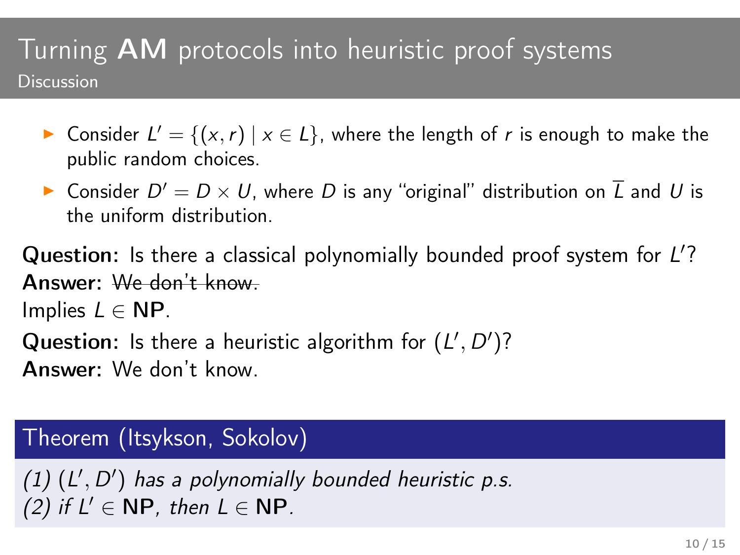# Turning **AM** protocols into heuristic proof systems

## Discussion

- Consider $L' = \{(x, r) \mid x \in L\}$, where the length of $r$ is enough to make the public random choices.
- Consider $D' = D \times U$, where $D$ is any "original" distribution on $\overline{L}$ and $U$ is the uniform distribution.

**Question:** Is there a classical polynomially bounded proof system for $L'$?
**Answer:** ~~We don't know.~~
Implies $L \in \mathbf{NP}$.

**Question:** Is there a heuristic algorithm for $(L', D')$?
**Answer:** We don't know.

**Theorem (Itsykson, Sokolov)**

*(1) $(L', D')$ has a polynomially bounded heuristic p.s.*
*(2) if $L' \in \mathbf{NP}$, then $L \in \mathbf{NP}$.*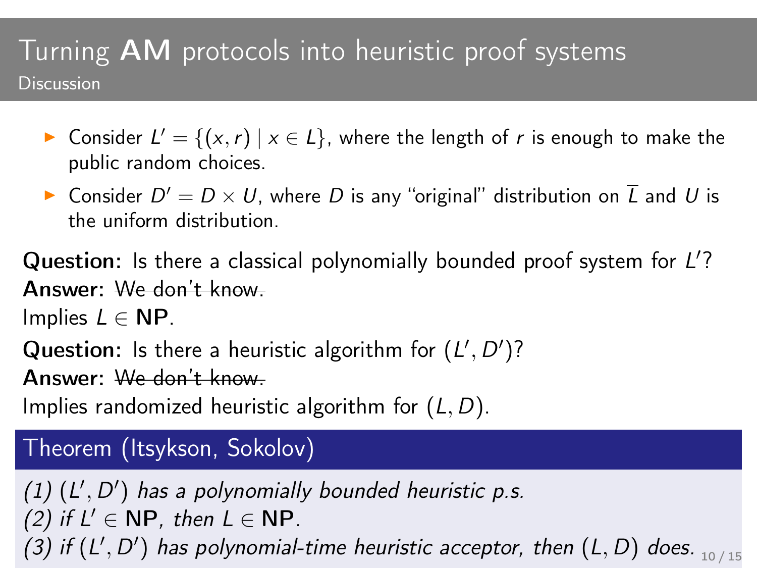# Turning **AM** protocols into heuristic proof systems

## Discussion

- Consider $L' = \{(x, r) \mid x \in L\}$, where the length of $r$ is enough to make the public random choices.
- Consider $D' = D \times U$, where $D$ is any "original" distribution on $\overline{L}$ and $U$ is the uniform distribution.

**Question:** Is there a classical polynomially bounded proof system for $L'$?
**Answer:** ~~We don't know.~~
Implies $L \in \mathbf{NP}$.

**Question:** Is there a heuristic algorithm for $(L', D')$?
**Answer:** ~~We don't know.~~
Implies randomized heuristic algorithm for $(L, D)$.

**Theorem (Itsykson, Sokolov)**

*(1) $(L', D')$ has a polynomially bounded heuristic p.s.*
*(2) if $L' \in \mathbf{NP}$, then $L \in \mathbf{NP}$.*
*(3) if $(L', D')$ has polynomial-time heuristic acceptor, then $(L, D)$ does.*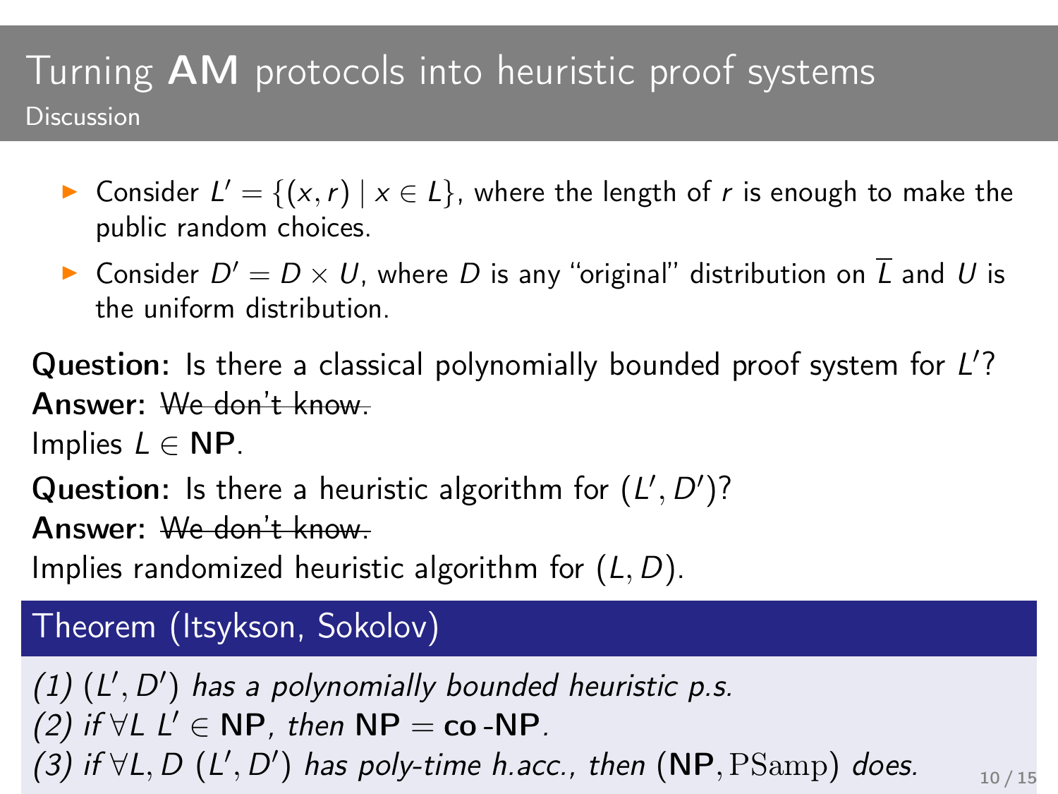# Turning **AM** protocols into heuristic proof systems

## Discussion

- Consider $L' = \{(x, r) \mid x \in L\}$, where the length of $r$ is enough to make the public random choices.
- Consider $D' = D \times U$, where $D$ is any "original" distribution on $\overline{L}$ and $U$ is the uniform distribution.

**Question:** Is there a classical polynomially bounded proof system for $L'$?
**Answer:** ~~We don't know.~~
Implies $L \in \mathbf{NP}$.

**Question:** Is there a heuristic algorithm for $(L', D')$?
**Answer:** ~~We don't know.~~
Implies randomized heuristic algorithm for $(L, D)$.

**Theorem (Itsykson, Sokolov)**

*(1)* $(L', D')$ *has a polynomially bounded heuristic p.s.*
*(2) if* $\forall L \; L' \in \mathbf{NP}$*, then* $\mathbf{NP} = \mathbf{co\text{-}NP}$*.*
*(3) if* $\forall L, D \; (L', D')$ *has poly-time h.acc., then* $(\mathbf{NP}, \mathrm{PSamp})$ *does.*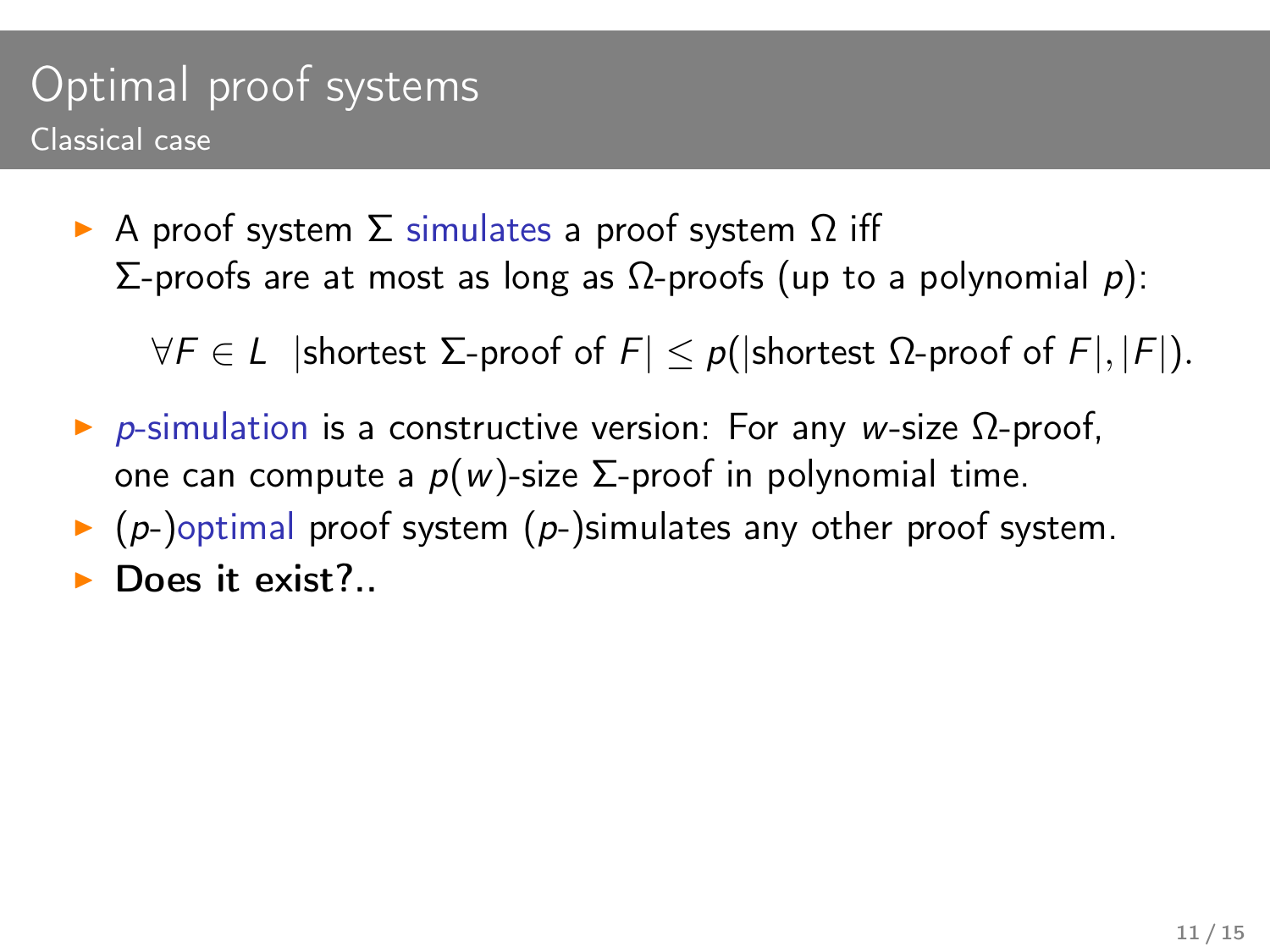# Optimal proof systems

## Classical case

- A proof system $\Sigma$ simulates a proof system $\Omega$ iff $\Sigma$-proofs are at most as long as $\Omega$-proofs (up to a polynomial $p$):

$$\forall F \in L \;\; |\text{shortest } \Sigma\text{-proof of } F| \leq p(|\text{shortest } \Omega\text{-proof of } F|, |F|).$$

- $p$-simulation is a constructive version: For any $w$-size $\Omega$-proof, one can compute a $p(w)$-size $\Sigma$-proof in polynomial time.
- ($p$-)optimal proof system ($p$-)simulates any other proof system.
- **Does it exist?..**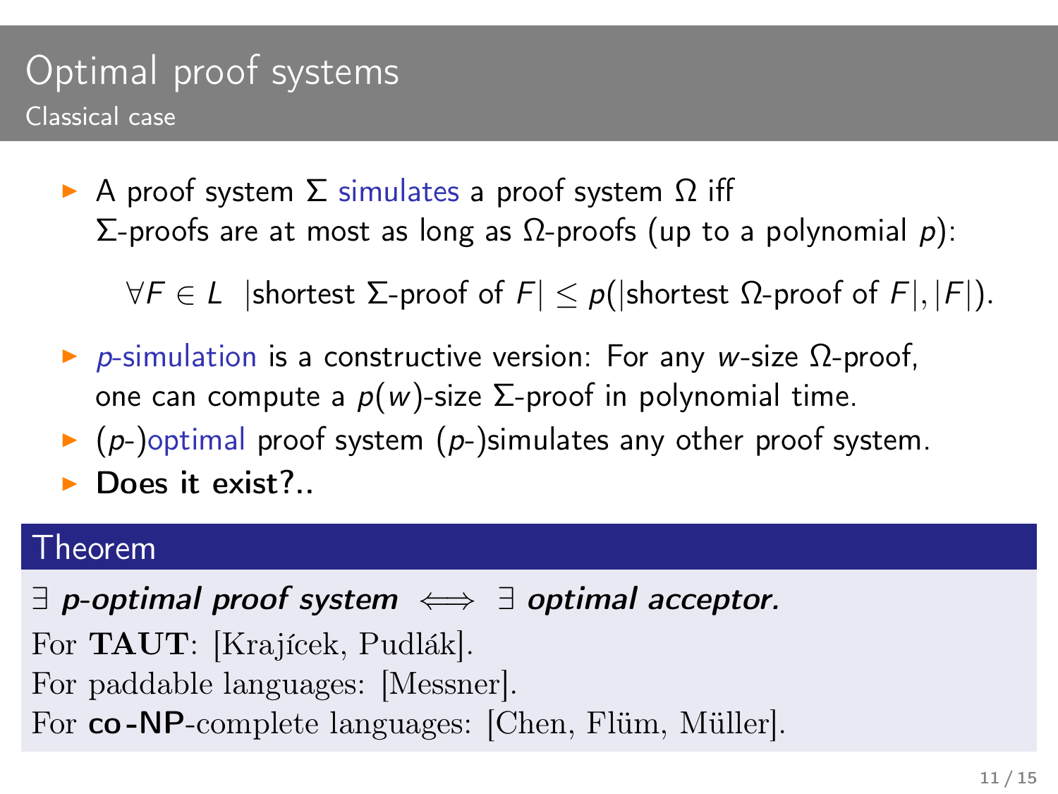# Optimal proof systems

## Classical case

- A proof system $\Sigma$ simulates a proof system $\Omega$ iff $\Sigma$-proofs are at most as long as $\Omega$-proofs (up to a polynomial $p$):

$$\forall F \in L \ \ |\text{shortest } \Sigma\text{-proof of } F| \leq p(|\text{shortest } \Omega\text{-proof of } F|, |F|).$$

- $p$-simulation is a constructive version: For any $w$-size $\Omega$-proof, one can compute a $p(w)$-size $\Sigma$-proof in polynomial time.
- ($p$-)optimal proof system ($p$-)simulates any other proof system.
- **Does it exist?..**

**Theorem**

$\exists$ ***p-optimal proof system*** $\iff$ $\exists$ ***optimal acceptor.***

For **TAUT**: [Krajícek, Pudlák].

For paddable languages: [Messner].

For **co-NP**-complete languages: [Chen, Flüm, Müller].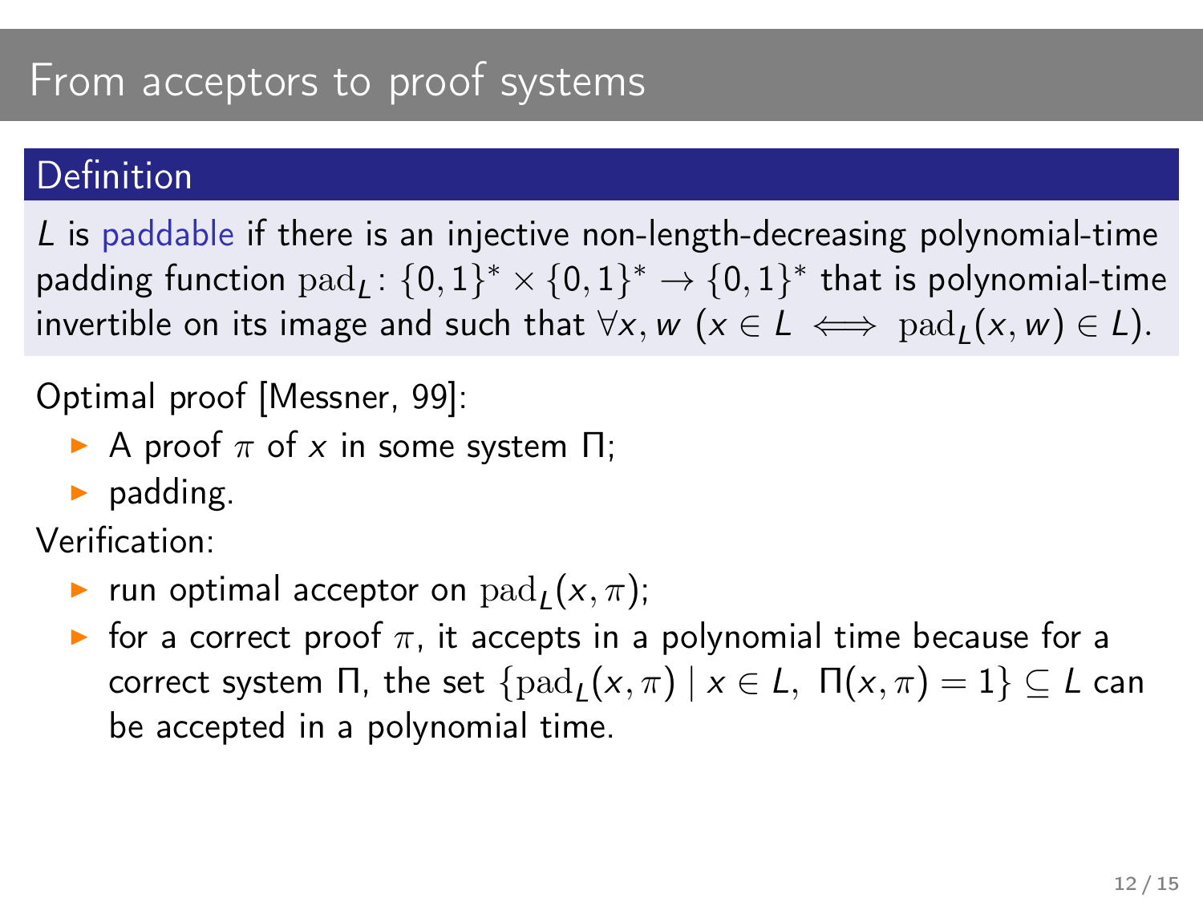# From acceptors to proof systems

## Definition

$L$ is paddable if there is an injective non-length-decreasing polynomial-time padding function $\mathrm{pad}_L \colon \{0,1\}^* \times \{0,1\}^* \to \{0,1\}^*$ that is polynomial-time invertible on its image and such that $\forall x, w \ (x \in L \iff \mathrm{pad}_L(x, w) \in L)$.

Optimal proof [Messner, 99]:

- A proof $\pi$ of $x$ in some system $\Pi$;
- padding.

Verification:

- run optimal acceptor on $\mathrm{pad}_L(x, \pi)$;
- for a correct proof $\pi$, it accepts in a polynomial time because for a correct system $\Pi$, the set $\{\mathrm{pad}_L(x, \pi) \mid x \in L, \ \Pi(x, \pi) = 1\} \subseteq L$ can be accepted in a polynomial time.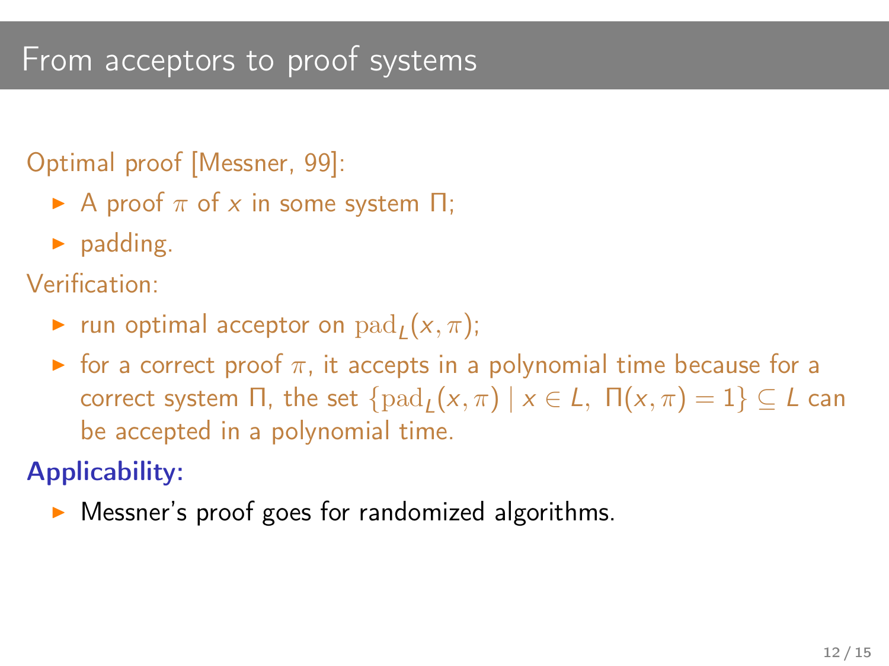# From acceptors to proof systems

Optimal proof [Messner, 99]:

- A proof $\pi$ of $x$ in some system $\Pi$;
- padding.

Verification:

- run optimal acceptor on $\mathrm{pad}_L(x, \pi)$;
- for a correct proof $\pi$, it accepts in a polynomial time because for a correct system $\Pi$, the set $\{\mathrm{pad}_L(x, \pi) \mid x \in L,\ \Pi(x, \pi) = 1\} \subseteq L$ can be accepted in a polynomial time.

**Applicability:**

- Messner's proof goes for randomized algorithms.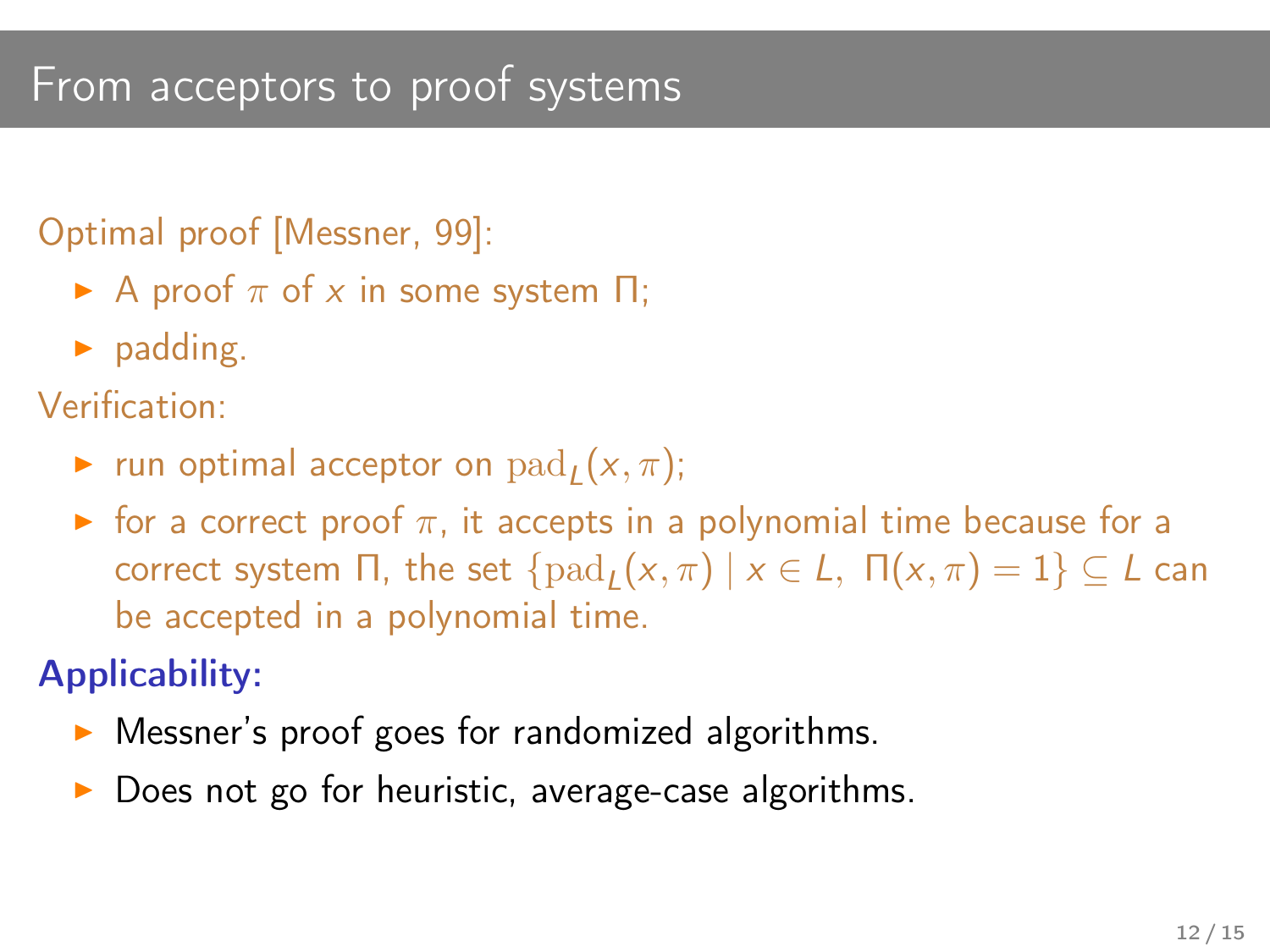# From acceptors to proof systems

Optimal proof [Messner, 99]:

- A proof $\pi$ of $x$ in some system $\Pi$;
- padding.

Verification:

- run optimal acceptor on $\mathrm{pad}_L(x, \pi)$;
- for a correct proof $\pi$, it accepts in a polynomial time because for a correct system $\Pi$, the set $\{\mathrm{pad}_L(x, \pi) \mid x \in L,\ \Pi(x, \pi) = 1\} \subseteq L$ can be accepted in a polynomial time.

**Applicability:**

- Messner's proof goes for randomized algorithms.
- Does not go for heuristic, average-case algorithms.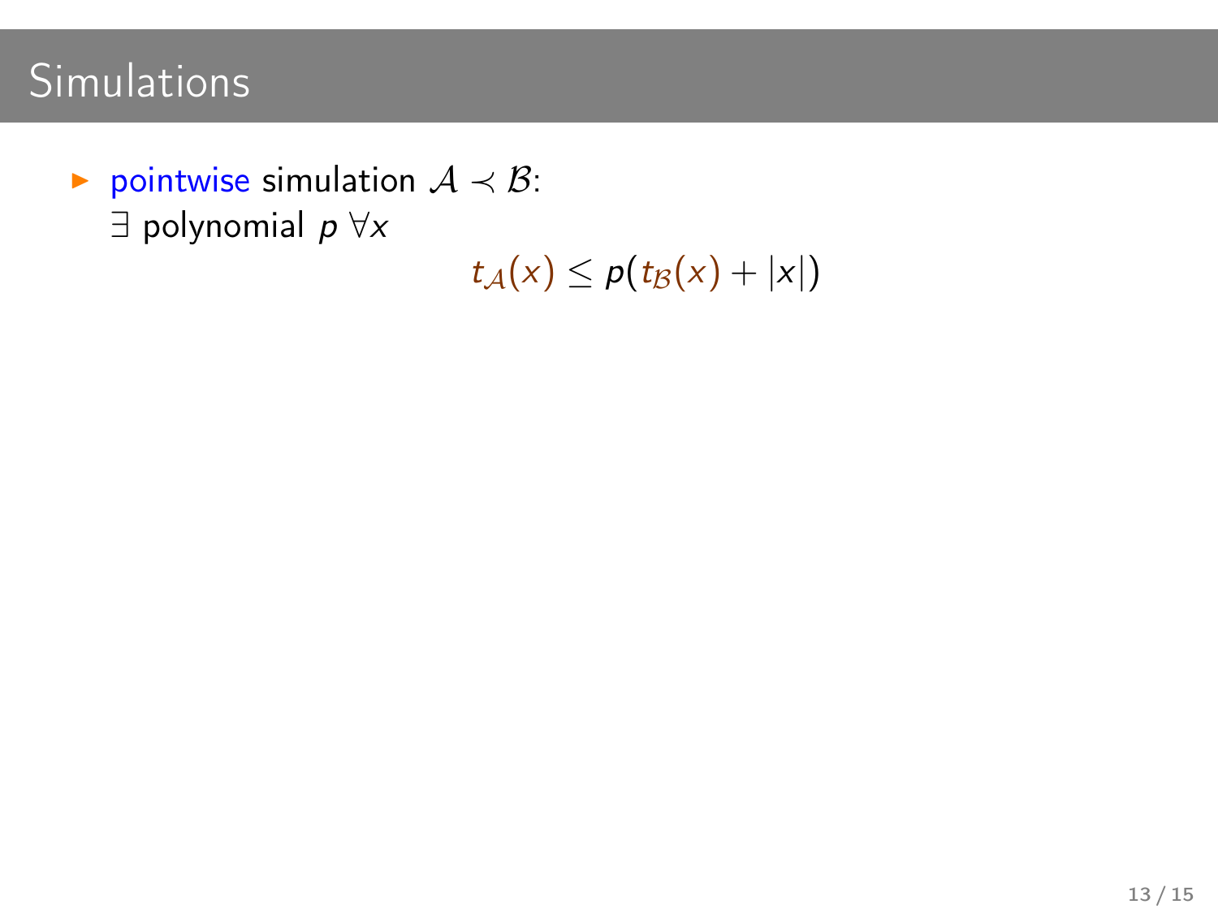# Simulations

- pointwise simulation $\mathcal{A} \prec \mathcal{B}$:
  $\exists$ polynomial $p$ $\forall x$

$$t_{\mathcal{A}}(x) \leq p(t_{\mathcal{B}}(x) + |x|)$$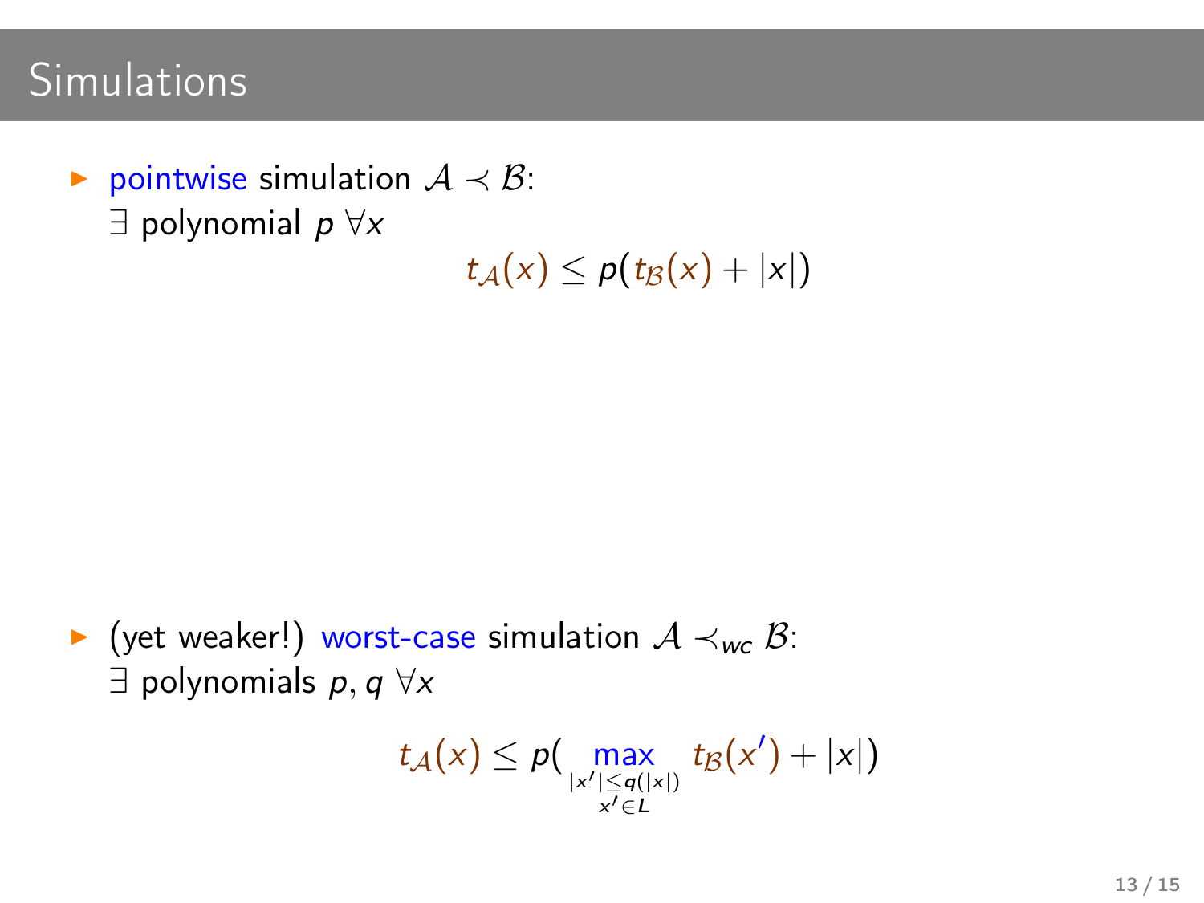# Simulations

- pointwise simulation $\mathcal{A} \prec \mathcal{B}$:
  $\exists$ polynomial $p$ $\forall x$

$$t_{\mathcal{A}}(x) \leq p(t_{\mathcal{B}}(x) + |x|)$$

- (yet weaker!) worst-case simulation $\mathcal{A} \prec_{wc} \mathcal{B}$:
  $\exists$ polynomials $p, q$ $\forall x$

$$t_{\mathcal{A}}(x) \leq p(\max_{\substack{|x'| \leq q(|x|) \\ x' \in L}} t_{\mathcal{B}}(x') + |x|)$$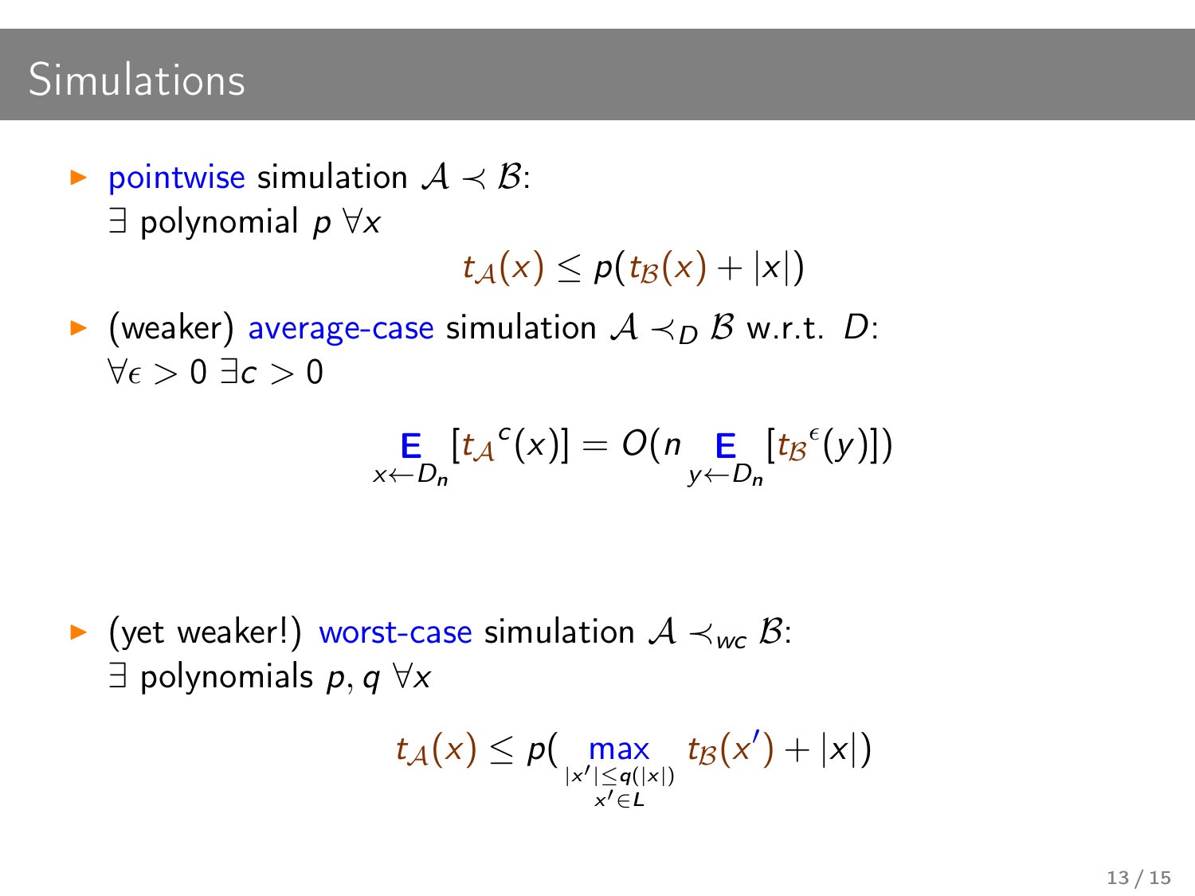# Simulations

- pointwise simulation $\mathcal{A} \prec \mathcal{B}$:
  $\exists$ polynomial $p$ $\forall x$

$$t_{\mathcal{A}}(x) \leq p(t_{\mathcal{B}}(x) + |x|)$$

- (weaker) average-case simulation $\mathcal{A} \prec_D \mathcal{B}$ w.r.t. $D$:
  $\forall \epsilon > 0$ $\exists c > 0$

$$\mathop{\mathbf{E}}_{x \leftarrow D_n}[{t_{\mathcal{A}}}^c(x)] = O(n \mathop{\mathbf{E}}_{y \leftarrow D_n}[{t_{\mathcal{B}}}^\epsilon(y)])$$

- (yet weaker!) worst-case simulation $\mathcal{A} \prec_{wc} \mathcal{B}$:
  $\exists$ polynomials $p, q$ $\forall x$

$$t_{\mathcal{A}}(x) \leq p(\max_{\substack{|x'| \leq q(|x|) \\ x' \in L}} t_{\mathcal{B}}(x') + |x|)$$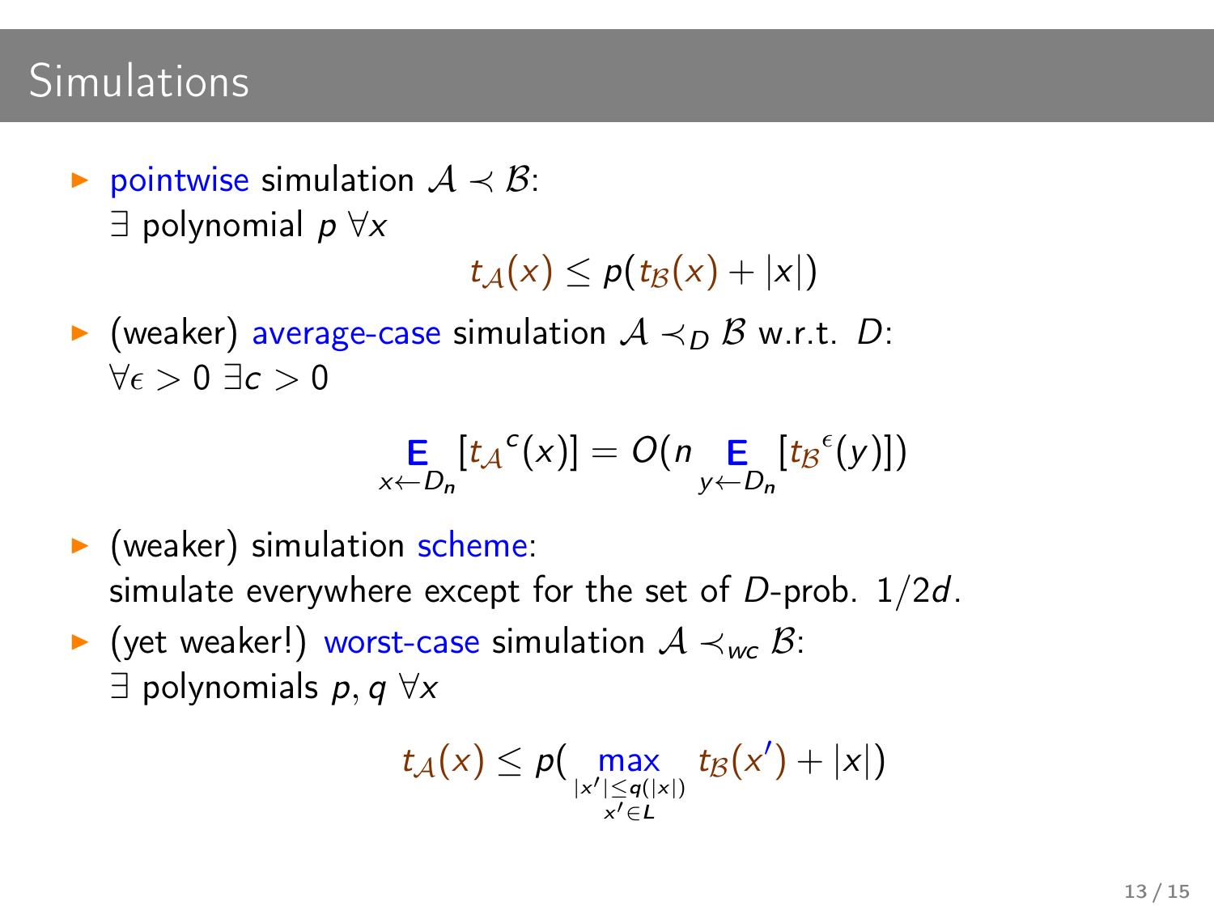# Simulations

- pointwise simulation $\mathcal{A} \prec \mathcal{B}$:
  $\exists$ polynomial $p$ $\forall x$

$$t_{\mathcal{A}}(x) \leq p(t_{\mathcal{B}}(x) + |x|)$$

- (weaker) average-case simulation $\mathcal{A} \prec_D \mathcal{B}$ w.r.t. $D$:
  $\forall \epsilon > 0$ $\exists c > 0$

$$\mathop{\mathbf{E}}_{x \leftarrow D_n}[{t_{\mathcal{A}}}^c(x)] = O(n \mathop{\mathbf{E}}_{y \leftarrow D_n}[{t_{\mathcal{B}}}^\epsilon(y)])$$

- (weaker) simulation scheme:
  simulate everywhere except for the set of $D$-prob. $1/2d$.
- (yet weaker!) worst-case simulation $\mathcal{A} \prec_{wc} \mathcal{B}$:
  $\exists$ polynomials $p, q$ $\forall x$

$$t_{\mathcal{A}}(x) \leq p(\max_{\substack{|x'| \leq q(|x|) \\ x' \in L}} t_{\mathcal{B}}(x') + |x|)$$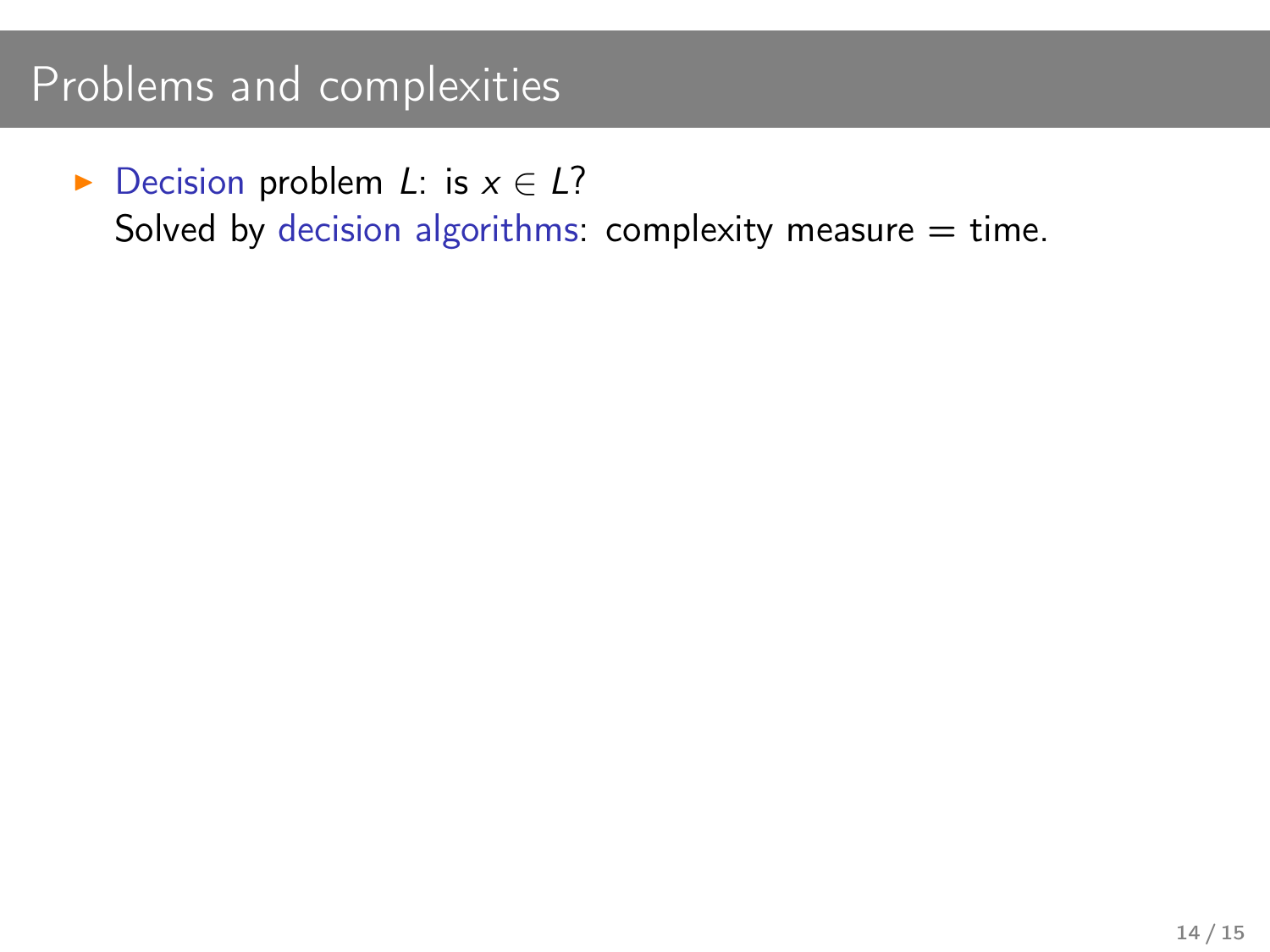# Problems and complexities

- Decision problem $L$: is $x \in L$?
  Solved by decision algorithms: complexity measure = time.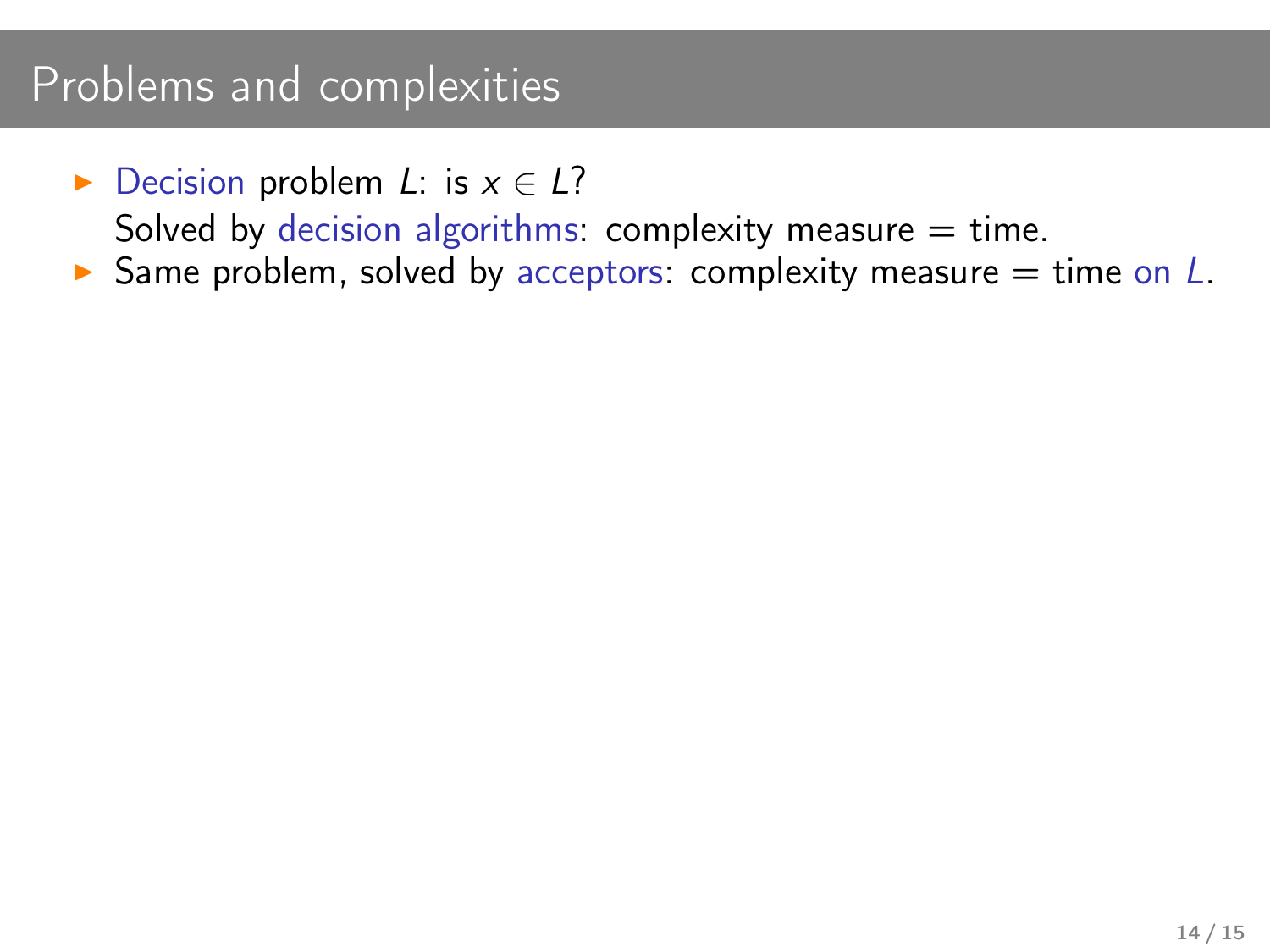# Problems and complexities

- Decision problem $L$: is $x \in L$?
  Solved by decision algorithms: complexity measure = time.
- Same problem, solved by acceptors: complexity measure = time on $L$.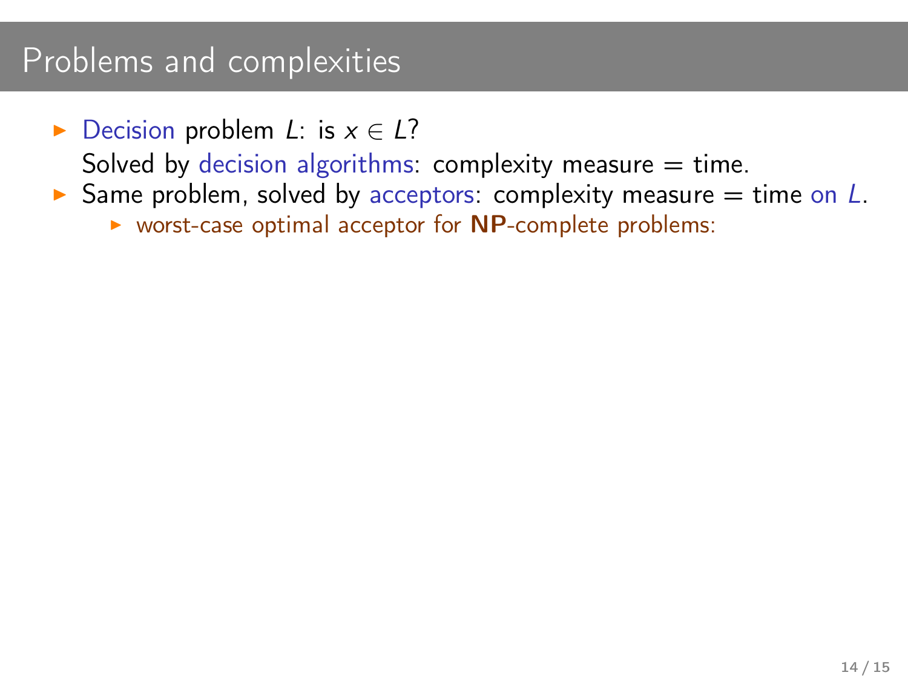# Problems and complexities

- Decision problem $L$: is $x \in L$?
  Solved by decision algorithms: complexity measure = time.
- Same problem, solved by acceptors: complexity measure = time on $L$.
  - worst-case optimal acceptor for **NP**-complete problems: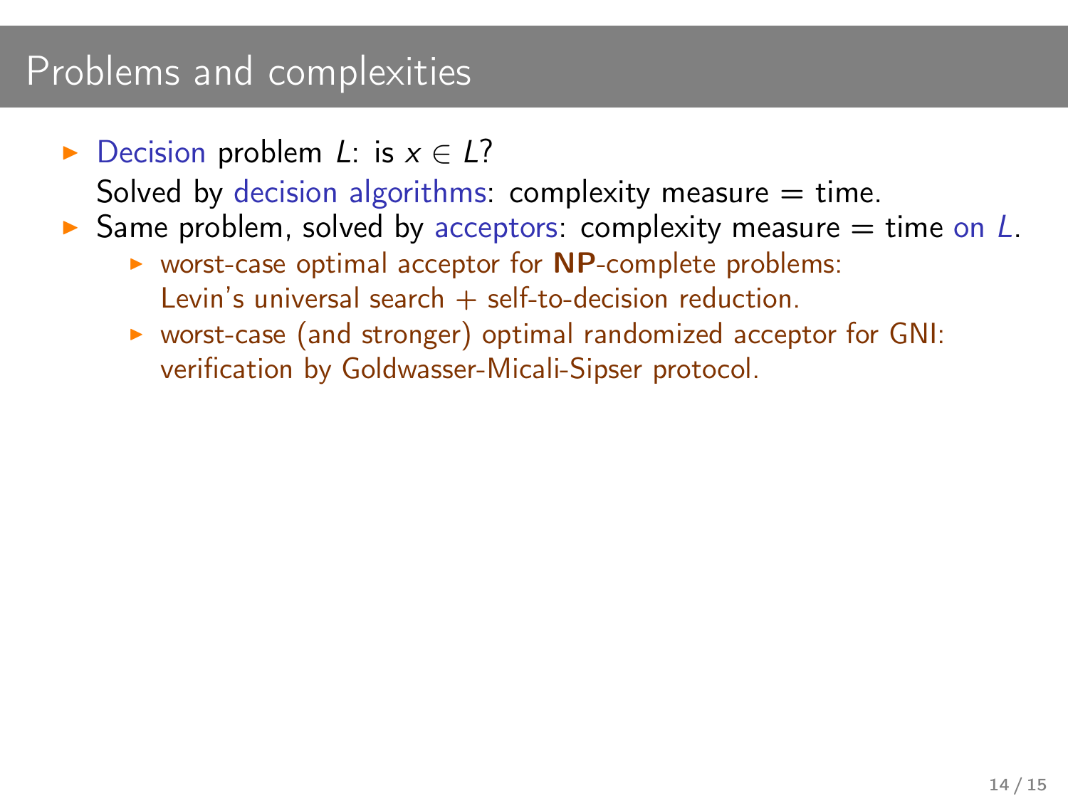# Problems and complexities

- Decision problem $L$: is $x \in L$?
  Solved by decision algorithms: complexity measure = time.
- Same problem, solved by acceptors: complexity measure = time on $L$.
  - worst-case optimal acceptor for **NP**-complete problems:
    Levin's universal search + self-to-decision reduction.
  - worst-case (and stronger) optimal randomized acceptor for GNI:
    verification by Goldwasser-Micali-Sipser protocol.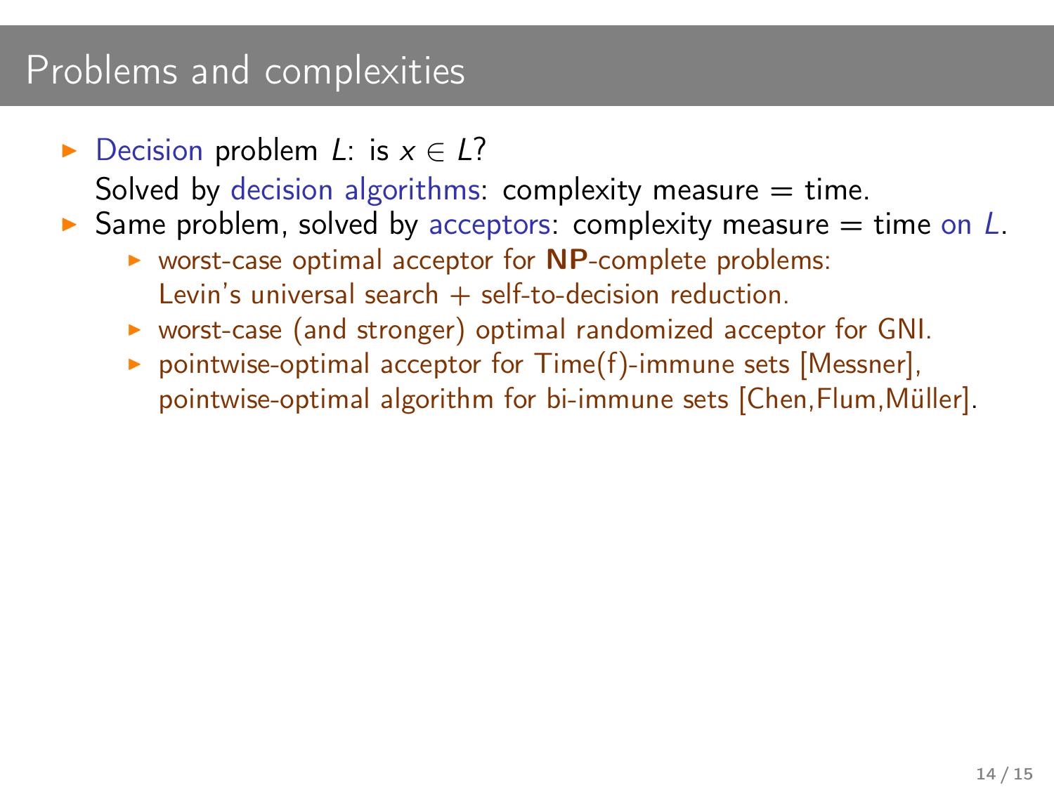# Problems and complexities

- Decision problem $L$: is $x \in L$?
  Solved by decision algorithms: complexity measure = time.
- Same problem, solved by acceptors: complexity measure = time on $L$.
  - worst-case optimal acceptor for **NP**-complete problems:
    Levin's universal search + self-to-decision reduction.
  - worst-case (and stronger) optimal randomized acceptor for GNI.
  - pointwise-optimal acceptor for Time(f)-immune sets [Messner],
    pointwise-optimal algorithm for bi-immune sets [Chen,Flum,Müller].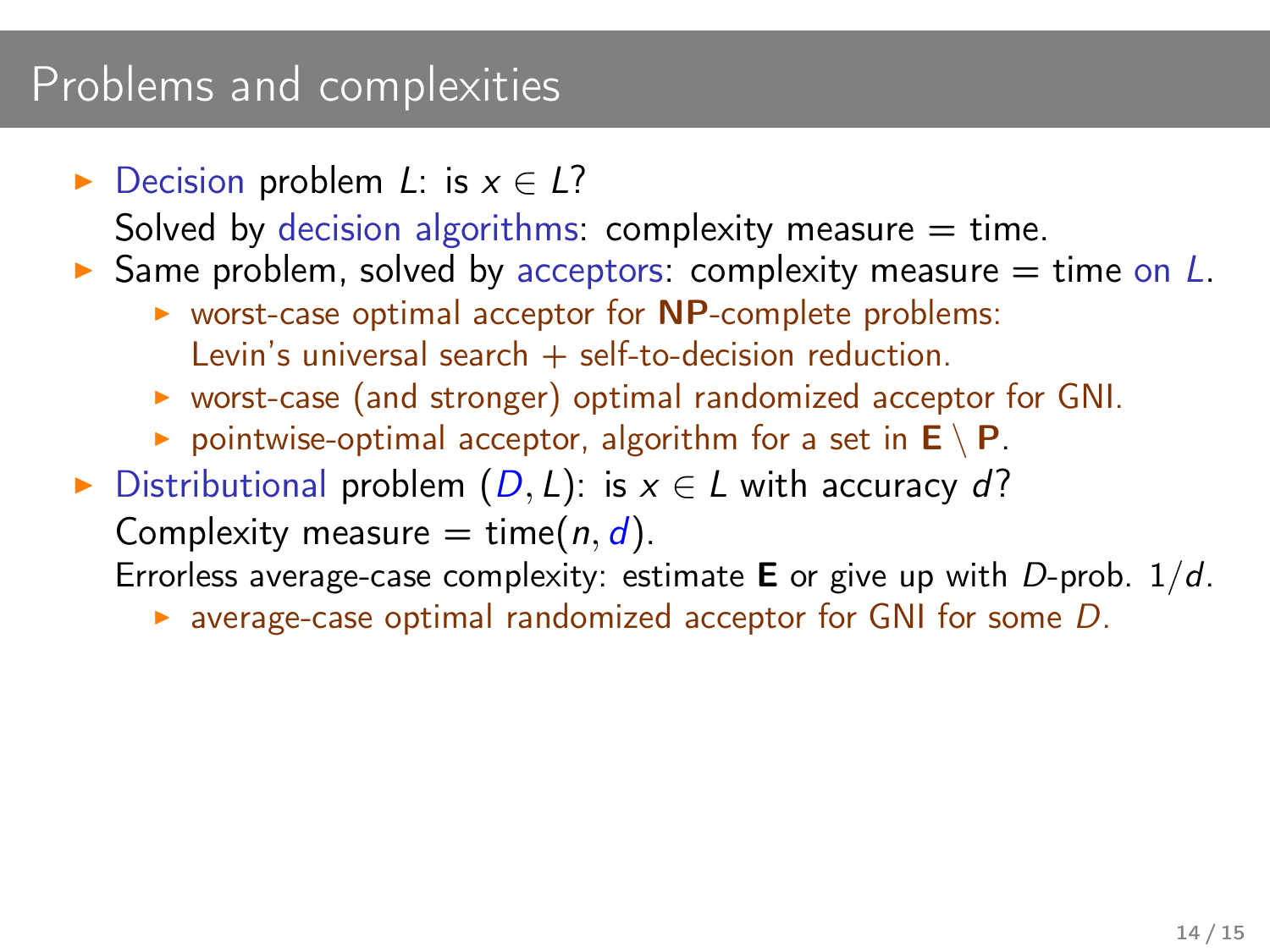# Problems and complexities

- Decision problem $L$: is $x \in L$?
  Solved by decision algorithms: complexity measure = time.
- Same problem, solved by acceptors: complexity measure = time on $L$.
  - worst-case optimal acceptor for **NP**-complete problems:
    Levin's universal search + self-to-decision reduction.
  - worst-case (and stronger) optimal randomized acceptor for GNI.
  - pointwise-optimal acceptor, algorithm for a set in $\mathbf{E} \setminus \mathbf{P}$.
- Distributional problem $(D, L)$: is $x \in L$ with accuracy $d$?
  Complexity measure = time$(n, d)$.
  Errorless average-case complexity: estimate $\mathbf{E}$ or give up with $D$-prob. $1/d$.
  - average-case optimal randomized acceptor for GNI for some $D$.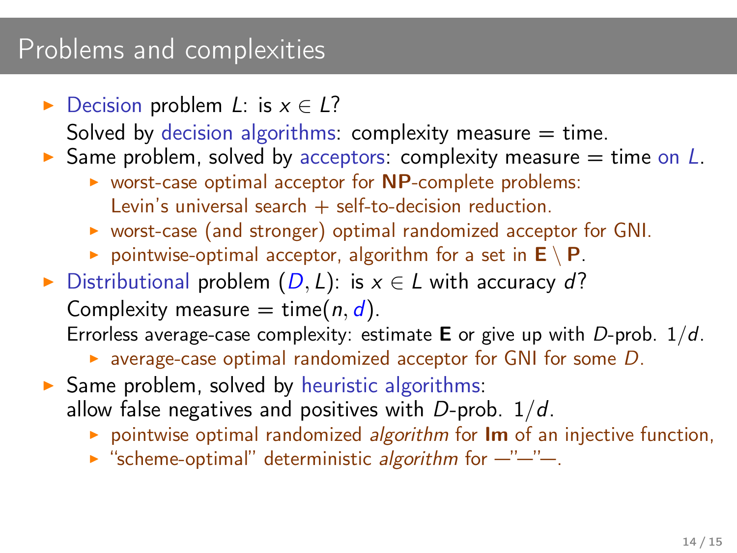# Problems and complexities

- Decision problem $L$: is $x \in L$?
  Solved by decision algorithms: complexity measure = time.
- Same problem, solved by acceptors: complexity measure = time on $L$.
  - worst-case optimal acceptor for **NP**-complete problems: Levin's universal search + self-to-decision reduction.
  - worst-case (and stronger) optimal randomized acceptor for GNI.
  - pointwise-optimal acceptor, algorithm for a set in $\mathbf{E} \setminus \mathbf{P}$.
- Distributional problem $(D, L)$: is $x \in L$ with accuracy $d$?
  Complexity measure = time$(n, d)$.
  Errorless average-case complexity: estimate $\mathbf{E}$ or give up with $D$-prob. $1/d$.
  - average-case optimal randomized acceptor for GNI for some $D$.
- Same problem, solved by heuristic algorithms:
  allow false negatives and positives with $D$-prob. $1/d$.
  - pointwise optimal randomized *algorithm* for **Im** of an injective function,
  - "scheme-optimal" deterministic *algorithm* for —"—"—.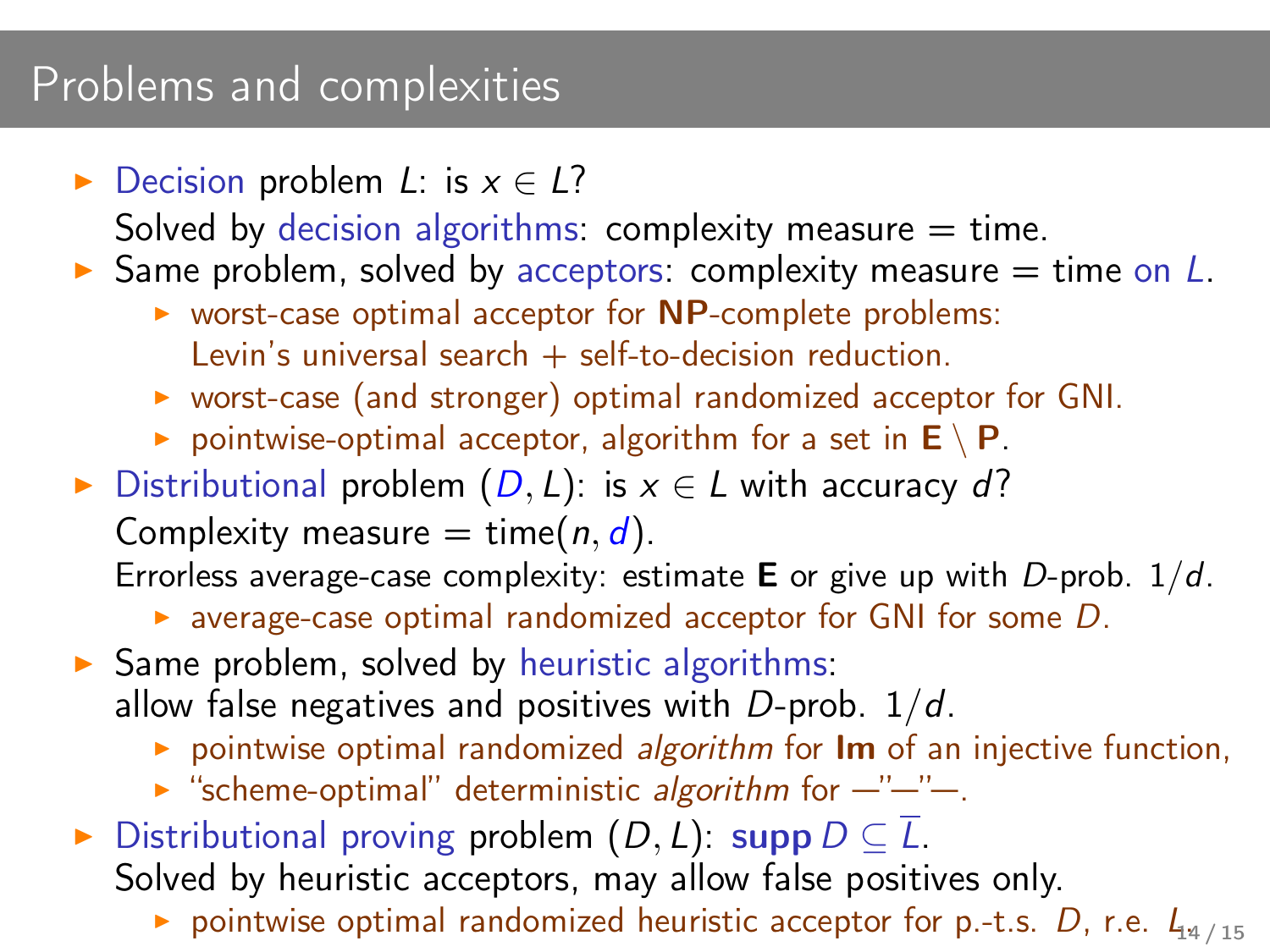# Problems and complexities

- Decision problem $L$: is $x \in L$?
  Solved by decision algorithms: complexity measure = time.
- Same problem, solved by acceptors: complexity measure = time on $L$.
  - worst-case optimal acceptor for **NP**-complete problems:
    Levin's universal search + self-to-decision reduction.
  - worst-case (and stronger) optimal randomized acceptor for GNI.
  - pointwise-optimal acceptor, algorithm for a set in $\mathbf{E} \setminus \mathbf{P}$.
- Distributional problem $(D, L)$: is $x \in L$ with accuracy $d$?
  Complexity measure = time$(n, d)$.
  Errorless average-case complexity: estimate **E** or give up with $D$-prob. $1/d$.
  - average-case optimal randomized acceptor for GNI for some $D$.
- Same problem, solved by heuristic algorithms:
  allow false negatives and positives with $D$-prob. $1/d$.
  - pointwise optimal randomized *algorithm* for **Im** of an injective function,
  - "scheme-optimal" deterministic *algorithm* for —"—"—.
- Distributional proving problem $(D, L)$: $\mathbf{supp}\, D \subseteq \overline{L}$.
  Solved by heuristic acceptors, may allow false positives only.
  - pointwise optimal randomized heuristic acceptor for p.-t.s. $D$, r.e. $L$.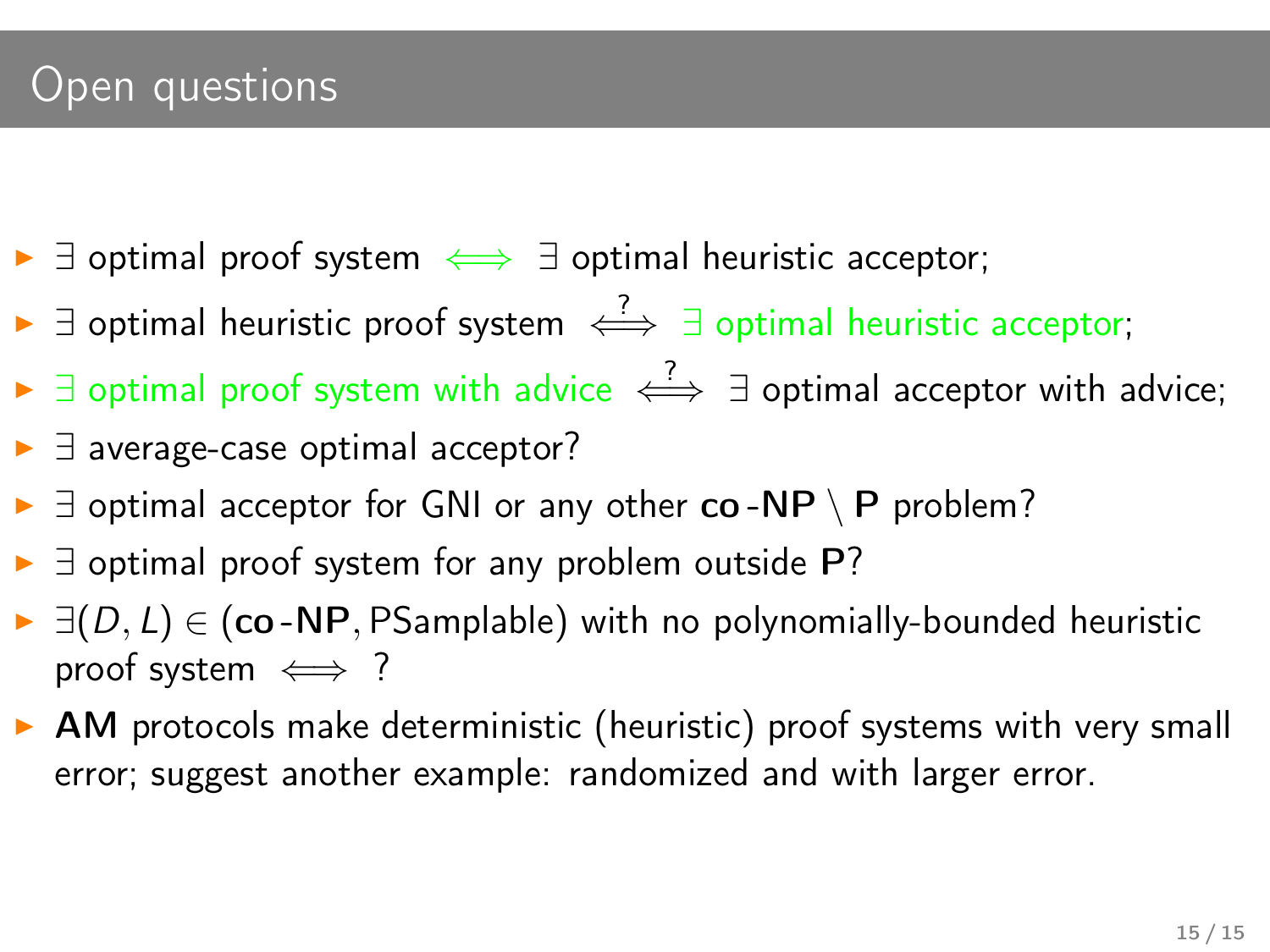# Open questions

- $\exists$ optimal proof system $\iff$ $\exists$ optimal heuristic acceptor;
- $\exists$ optimal heuristic proof system $\overset{?}{\iff}$ $\exists$ optimal heuristic acceptor;
- $\exists$ optimal proof system with advice $\overset{?}{\iff}$ $\exists$ optimal acceptor with advice;
- $\exists$ average-case optimal acceptor?
- $\exists$ optimal acceptor for GNI or any other $\mathbf{co\text{-}NP} \setminus \mathbf{P}$ problem?
- $\exists$ optimal proof system for any problem outside $\mathbf{P}$?
- $\exists (D, L) \in (\mathbf{co\text{-}NP}, \text{PSamplable})$ with no polynomially-bounded heuristic proof system $\iff$ ?
- **AM** protocols make deterministic (heuristic) proof systems with very small error; suggest another example: randomized and with larger error.